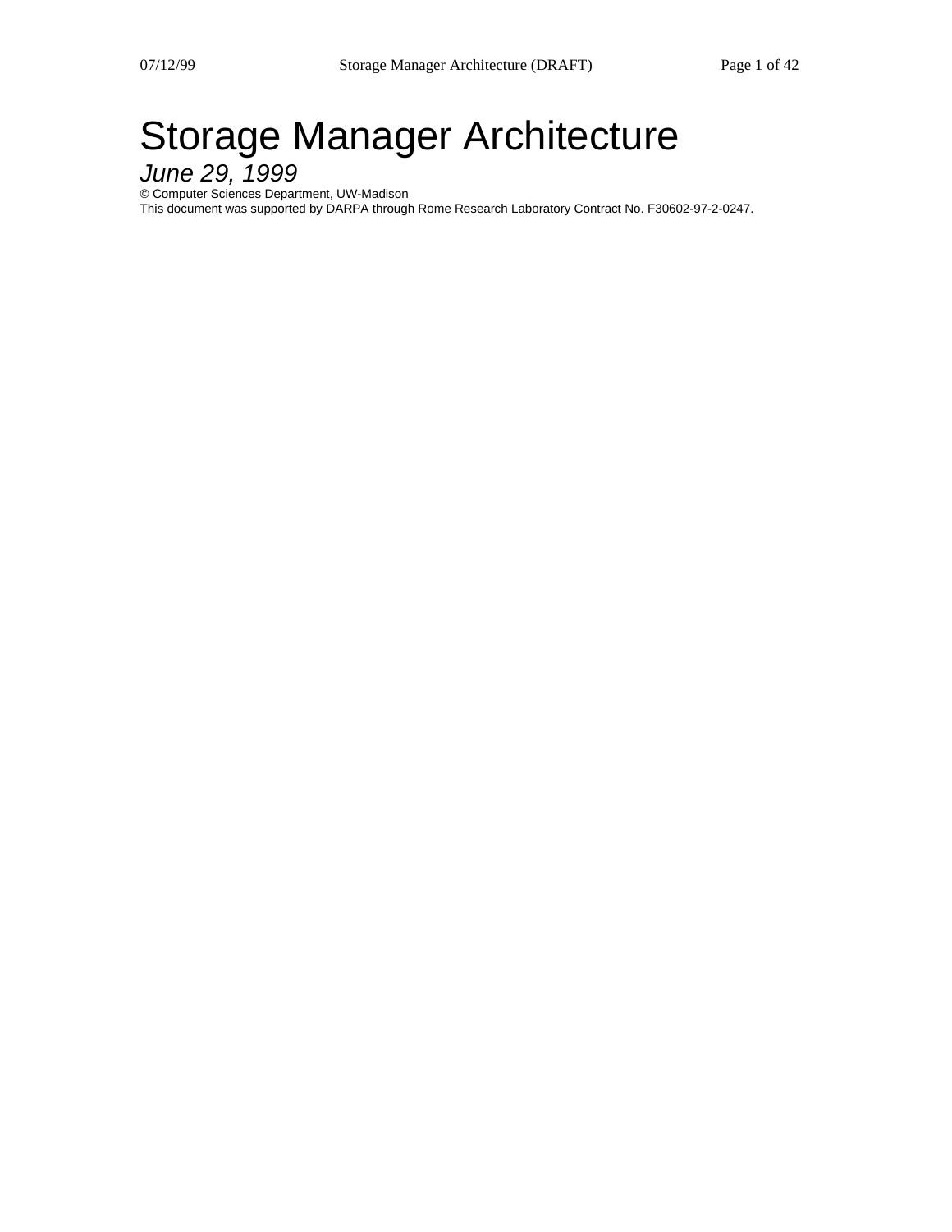# Storage Manager Architecture

*June 29, 1999*

© Computer Sciences Department, UW-Madison

This document was supported by DARPA through Rome Research Laboratory Contract No. F30602-97-2-0247.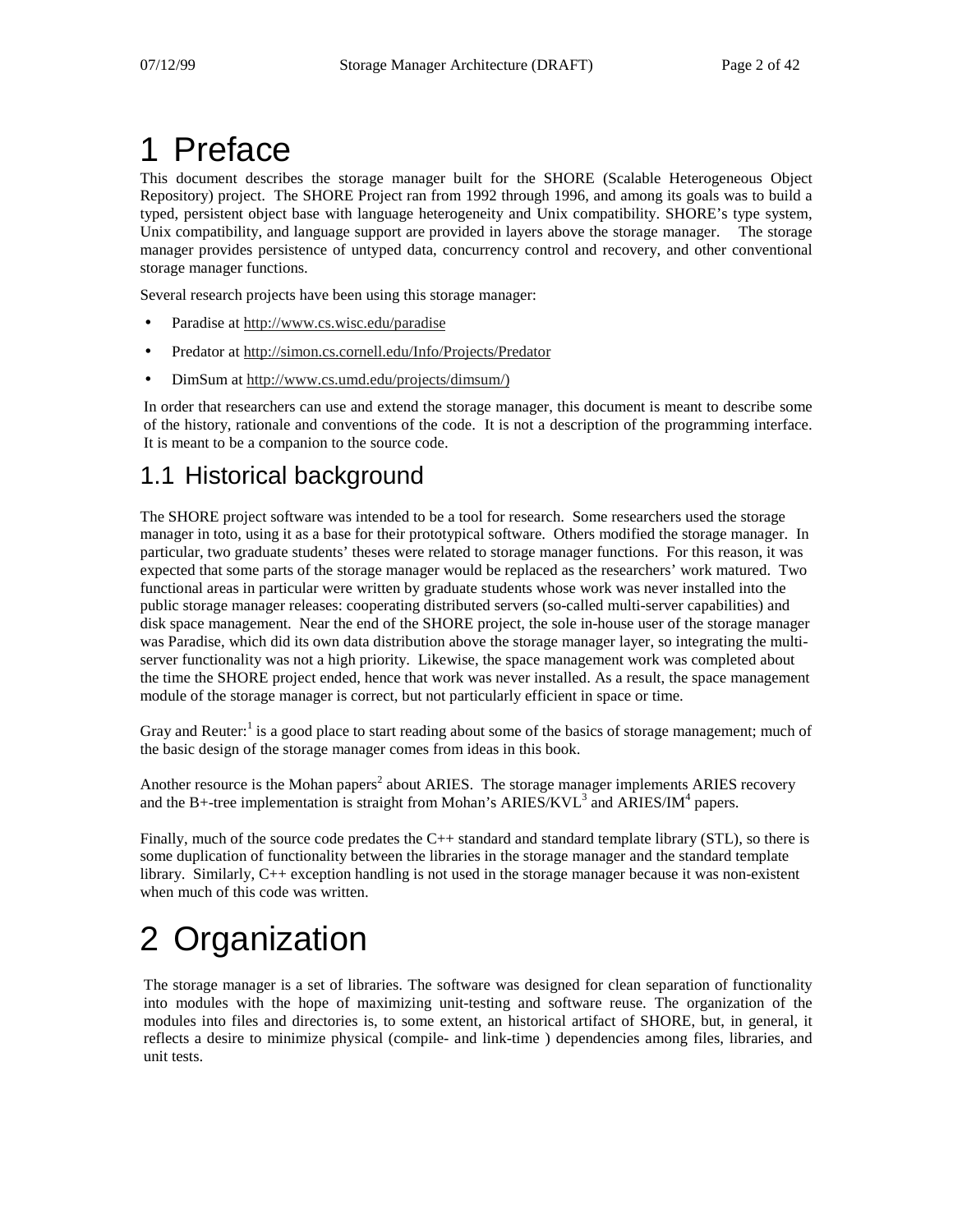# 1 Preface

This document describes the storage manager built for the SHORE (Scalable Heterogeneous Object Repository) project. The SHORE Project ran from 1992 through 1996, and among its goals was to build a typed, persistent object base with language heterogeneity and Unix compatibility. SHORE's type system, Unix compatibility, and language support are provided in layers above the storage manager. The storage manager provides persistence of untyped data, concurrency control and recovery, and other conventional storage manager functions.

Several research projects have been using this storage manager:

- Paradise at http://www.cs.wisc.edu/paradise
- Predator at http://simon.cs.cornell.edu/Info/Projects/Predator
- DimSum at http://www.cs.umd.edu/projects/dimsum/)

In order that researchers can use and extend the storage manager, this document is meant to describe some of the history, rationale and conventions of the code. It is not a description of the programming interface. It is meant to be a companion to the source code.

## 1.1 Historical background

The SHORE project software was intended to be a tool for research. Some researchers used the storage manager in toto, using it as a base for their prototypical software. Others modified the storage manager. In particular, two graduate students' theses were related to storage manager functions. For this reason, it was expected that some parts of the storage manager would be replaced as the researchers' work matured. Two functional areas in particular were written by graduate students whose work was never installed into the public storage manager releases: cooperating distributed servers (so-called multi-server capabilities) and disk space management. Near the end of the SHORE project, the sole in-house user of the storage manager was Paradise, which did its own data distribution above the storage manager layer, so integrating the multi-server functionality was not a high priority. Likewise, the space management work was completed about the time the SHORE project ended, hence that work was never installed. As a result, the space management module of the storage manager is correct, but not particularly efficient in space or time.

Gray and Reuter:[1] is a good place to start reading about some of the basics of storage management; much of the basic design of the storage manager comes from ideas in this book.

Another resource is the Mohan papers[2] about ARIES. The storage manager implements ARIES recovery and the B+-tree implementation is straight from Mohan's ARIES/KVL[3] and ARIES/IM[4] papers.

Finally, much of the source code predates the C++ standard and standard template library (STL), so there is some duplication of functionality between the libraries in the storage manager and the standard template library. Similarly, C++ exception handling is not used in the storage manager because it was non-existent when much of this code was written.

# 2 Organization

The storage manager is a set of libraries. The software was designed for clean separation of functionality into modules with the hope of maximizing unit-testing and software reuse. The organization of the modules into files and directories is, to some extent, an historical artifact of SHORE, but, in general, it reflects a desire to minimize physical (compile- and link-time ) dependencies among files, libraries, and unit tests.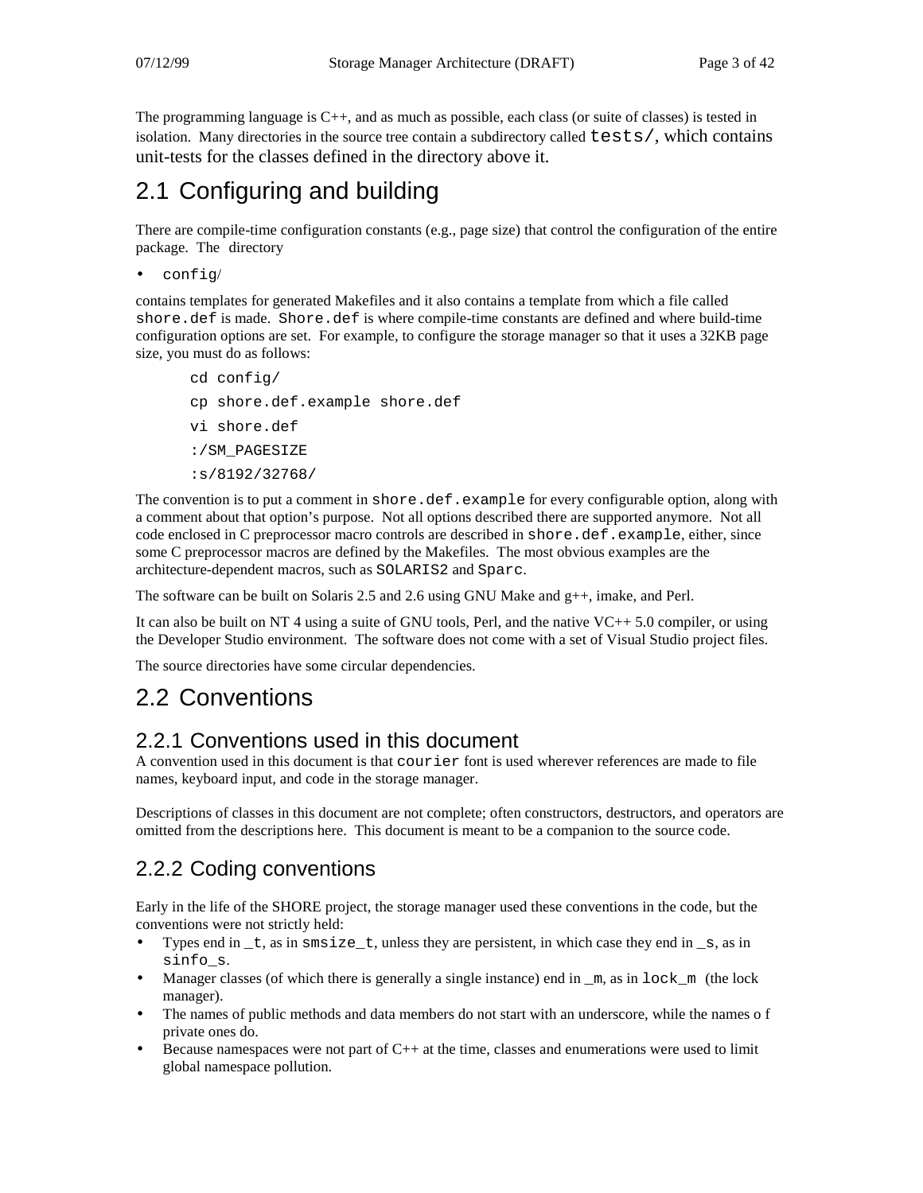The programming language is C++, and as much as possible, each class (or suite of classes) is tested in isolation. Many directories in the source tree contain a subdirectory called `tests/`, which contains unit-tests for the classes defined in the directory above it.

## 2.1 Configuring and building

There are compile-time configuration constants (e.g., page size) that control the configuration of the entire package. The directory

- `config/`

contains templates for generated Makefiles and it also contains a template from which a file called `shore.def` is made. `Shore.def` is where compile-time constants are defined and where build-time configuration options are set. For example, to configure the storage manager so that it uses a 32KB page size, you must do as follows:

```
cd config/
cp shore.def.example shore.def
vi shore.def
:/SM_PAGESIZE
:s/8192/32768/
```

The convention is to put a comment in `shore.def.example` for every configurable option, along with a comment about that option's purpose. Not all options described there are supported anymore. Not all code enclosed in C preprocessor macro controls are described in `shore.def.example`, either, since some C preprocessor macros are defined by the Makefiles. The most obvious examples are the architecture-dependent macros, such as `SOLARIS2` and `Sparc`.

The software can be built on Solaris 2.5 and 2.6 using GNU Make and g++, imake, and Perl.

It can also be built on NT 4 using a suite of GNU tools, Perl, and the native VC++ 5.0 compiler, or using the Developer Studio environment. The software does not come with a set of Visual Studio project files.

The source directories have some circular dependencies.

## 2.2 Conventions

### 2.2.1 Conventions used in this document

A convention used in this document is that `courier` font is used wherever references are made to file names, keyboard input, and code in the storage manager.

Descriptions of classes in this document are not complete; often constructors, destructors, and operators are omitted from the descriptions here. This document is meant to be a companion to the source code.

### 2.2.2 Coding conventions

Early in the life of the SHORE project, the storage manager used these conventions in the code, but the conventions were not strictly held:

- Types end in `_t`, as in `smsize_t`, unless they are persistent, in which case they end in `_s`, as in `sinfo_s`.
- Manager classes (of which there is generally a single instance) end in `_m`, as in `lock_m` (the lock manager).
- The names of public methods and data members do not start with an underscore, while the names o f private ones do.
- Because namespaces were not part of C++ at the time, classes and enumerations were used to limit global namespace pollution.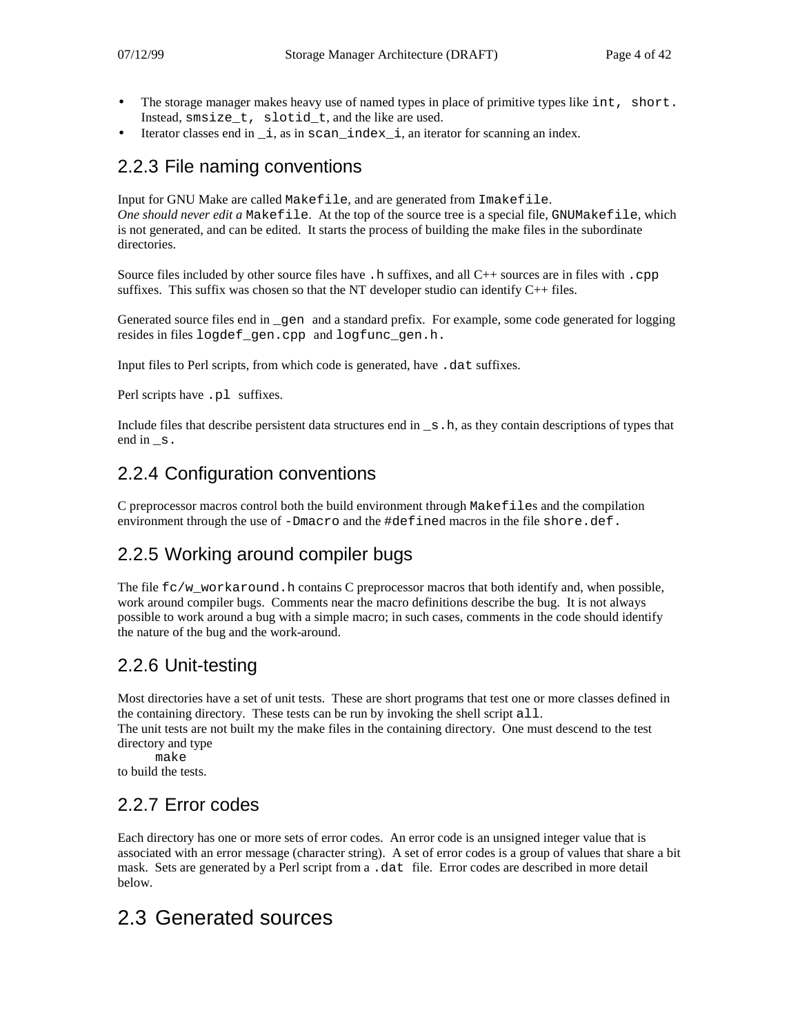- The storage manager makes heavy use of named types in place of primitive types like `int, short.` Instead, `smsize_t, slotid_t`, and the like are used.
- Iterator classes end in `_i`, as in `scan_index_i`, an iterator for scanning an index.

### 2.2.3 File naming conventions

Input for GNU Make are called `Makefile`, and are generated from `Imakefile`.
*One should never edit a* `Makefile`. At the top of the source tree is a special file, `GNUMakefile`, which is not generated, and can be edited. It starts the process of building the make files in the subordinate directories.

Source files included by other source files have `.h` suffixes, and all C++ sources are in files with `.cpp` suffixes. This suffix was chosen so that the NT developer studio can identify C++ files.

Generated source files end in `_gen` and a standard prefix. For example, some code generated for logging resides in files `logdef_gen.cpp` and `logfunc_gen.h.`

Input files to Perl scripts, from which code is generated, have `.dat` suffixes.

Perl scripts have `.pl` suffixes.

Include files that describe persistent data structures end in `_s.h`, as they contain descriptions of types that end in `_s.`

### 2.2.4 Configuration conventions

C preprocessor macros control both the build environment through `Makefile`s and the compilation environment through the use of `-Dmacro` and the `#define`d macros in the file `shore.def.`

### 2.2.5 Working around compiler bugs

The file `fc/w_workaround.h` contains C preprocessor macros that both identify and, when possible, work around compiler bugs. Comments near the macro definitions describe the bug. It is not always possible to work around a bug with a simple macro; in such cases, comments in the code should identify the nature of the bug and the work-around.

### 2.2.6 Unit-testing

Most directories have a set of unit tests. These are short programs that test one or more classes defined in the containing directory. These tests can be run by invoking the shell script `all`.
The unit tests are not built my the make files in the containing directory. One must descend to the test directory and type

```
make
```

to build the tests.

### 2.2.7 Error codes

Each directory has one or more sets of error codes. An error code is an unsigned integer value that is associated with an error message (character string). A set of error codes is a group of values that share a bit mask. Sets are generated by a Perl script from a `.dat` file. Error codes are described in more detail below.

## 2.3 Generated sources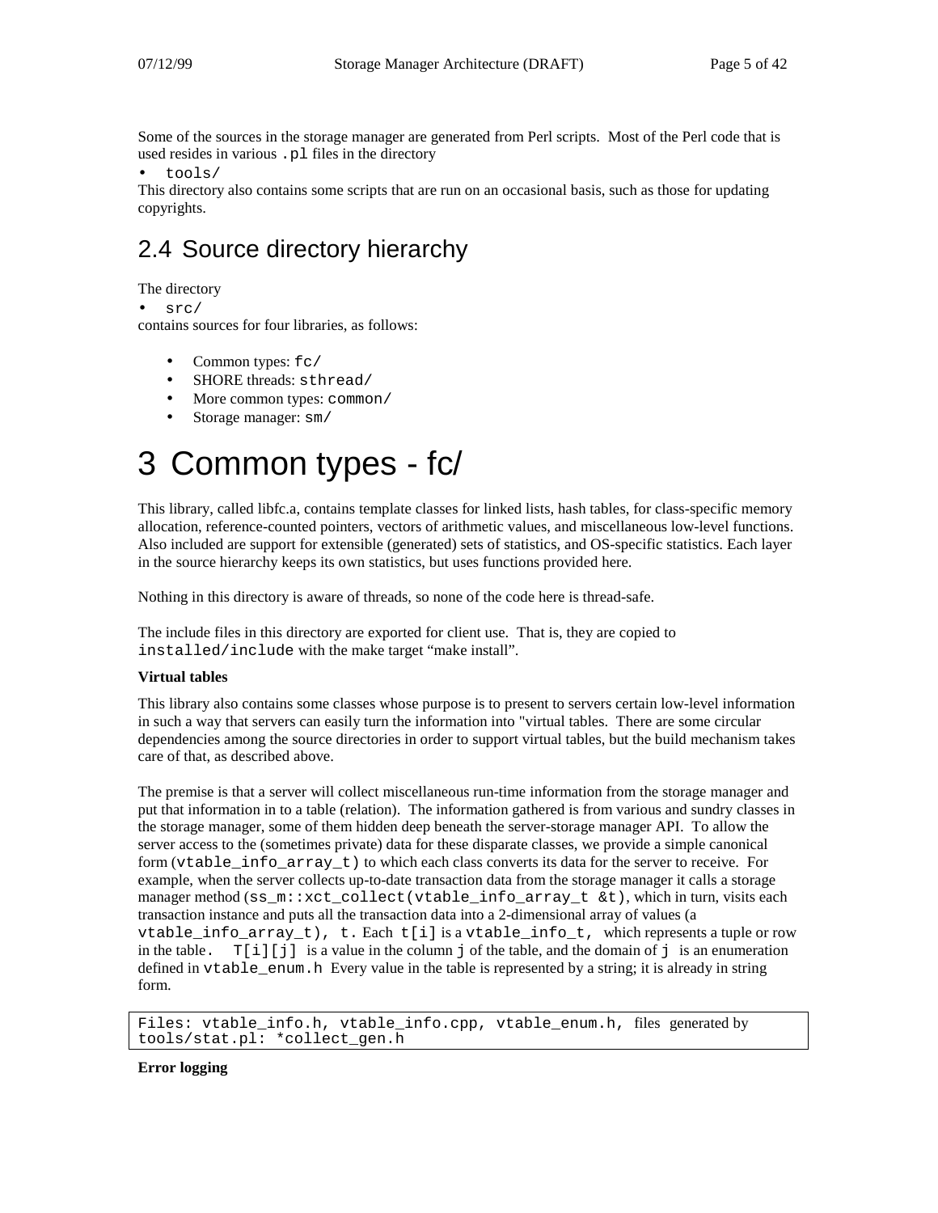Some of the sources in the storage manager are generated from Perl scripts. Most of the Perl code that is used resides in various `.pl` files in the directory

- `tools/`

This directory also contains some scripts that are run on an occasional basis, such as those for updating copyrights.

## 2.4 Source directory hierarchy

The directory

- `src/`

contains sources for four libraries, as follows:

- Common types: `fc/`
- SHORE threads: `sthread/`
- More common types: `common/`
- Storage manager: `sm/`

# 3 Common types - fc/

This library, called libfc.a, contains template classes for linked lists, hash tables, for class-specific memory allocation, reference-counted pointers, vectors of arithmetic values, and miscellaneous low-level functions. Also included are support for extensible (generated) sets of statistics, and OS-specific statistics. Each layer in the source hierarchy keeps its own statistics, but uses functions provided here.

Nothing in this directory is aware of threads, so none of the code here is thread-safe.

The include files in this directory are exported for client use. That is, they are copied to `installed/include` with the make target "make install".

**Virtual tables**

This library also contains some classes whose purpose is to present to servers certain low-level information in such a way that servers can easily turn the information into "virtual tables. There are some circular dependencies among the source directories in order to support virtual tables, but the build mechanism takes care of that, as described above.

The premise is that a server will collect miscellaneous run-time information from the storage manager and put that information in to a table (relation). The information gathered is from various and sundry classes in the storage manager, some of them hidden deep beneath the server-storage manager API. To allow the server access to the (sometimes private) data for these disparate classes, we provide a simple canonical form (`vtable_info_array_t`) to which each class converts its data for the server to receive. For example, when the server collects up-to-date transaction data from the storage manager it calls a storage manager method (`ss_m::xct_collect(vtable_info_array_t &t)`, which in turn, visits each transaction instance and puts all the transaction data into a 2-dimensional array of values (a `vtable_info_array_t), t.` Each `t[i]` is a `vtable_info_t,` which represents a tuple or row in the table. `T[i][j]` is a value in the column `j` of the table, and the domain of `j` is an enumeration defined in `vtable_enum.h` Every value in the table is represented by a string; it is already in string form.

```
Files: vtable_info.h, vtable_info.cpp, vtable_enum.h, files generated by
tools/stat.pl: *collect_gen.h
```

**Error logging**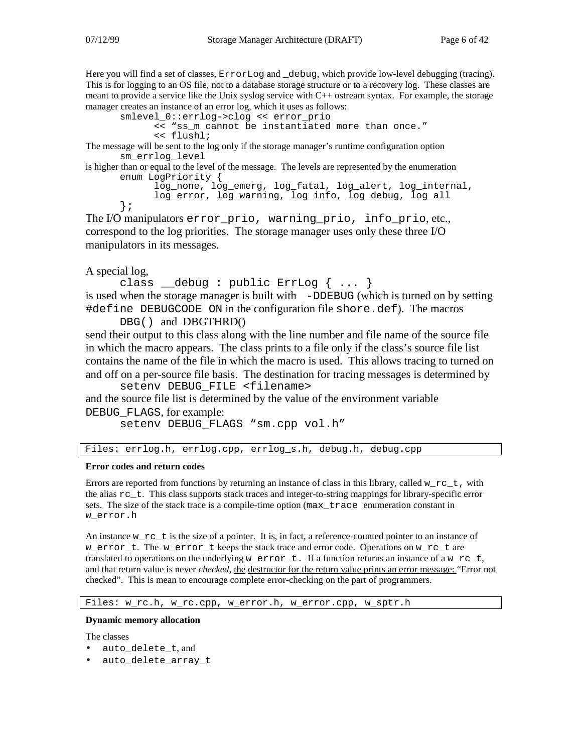Here you will find a set of classes, ErrorLog and _debug, which provide low-level debugging (tracing). This is for logging to an OS file, not to a database storage structure or to a recovery log. These classes are meant to provide a service like the Unix syslog service with C++ ostream syntax. For example, the storage manager creates an instance of an error log, which it uses as follows:

```
smlevel_0::errlog->clog << error_prio
      << "ss_m cannot be instantiated more than once."
      << flushl;
```

The message will be sent to the log only if the storage manager's runtime configuration option

```
sm_errlog_level
```

is higher than or equal to the level of the message. The levels are represented by the enumeration

```
enum LogPriority {
      log_none, log_emerg, log_fatal, log_alert, log_internal,
      log_error, log_warning, log_info, log_debug, log_all
};
```

The I/O manipulators error_prio, warning_prio, info_prio, etc., correspond to the log priorities. The storage manager uses only these three I/O manipulators in its messages.

A special log,

```
class __debug : public ErrLog { ... }
```

is used when the storage manager is built with -DDEBUG (which is turned on by setting #define DEBUGCODE ON in the configuration file shore.def). The macros

```
DBG() and DBGTHRD()
```

send their output to this class along with the line number and file name of the source file in which the macro appears. The class prints to a file only if the class's source file list contains the name of the file in which the macro is used. This allows tracing to turned on and off on a per-source file basis. The destination for tracing messages is determined by

```
setenv DEBUG_FILE <filename>
```

and the source file list is determined by the value of the environment variable DEBUG_FLAGS, for example:

```
setenv DEBUG_FLAGS "sm.cpp vol.h"
```

Files: errlog.h, errlog.cpp, errlog_s.h, debug.h, debug.cpp

**Error codes and return codes**

Errors are reported from functions by returning an instance of class in this library, called w_rc_t, with the alias rc_t. This class supports stack traces and integer-to-string mappings for library-specific error sets. The size of the stack trace is a compile-time option (max_trace enumeration constant in w_error.h

An instance w_rc_t is the size of a pointer. It is, in fact, a reference-counted pointer to an instance of w_error_t. The w_error_t keeps the stack trace and error code. Operations on w_rc_t are translated to operations on the underlying w_error_t. If a function returns an instance of a w_rc_t, and that return value is never *checked*, the destructor for the return value prints an error message: "Error not checked". This is mean to encourage complete error-checking on the part of programmers.

Files: w_rc.h, w_rc.cpp, w_error.h, w_error.cpp, w_sptr.h

**Dynamic memory allocation**

The classes

- auto_delete_t, and
- auto_delete_array_t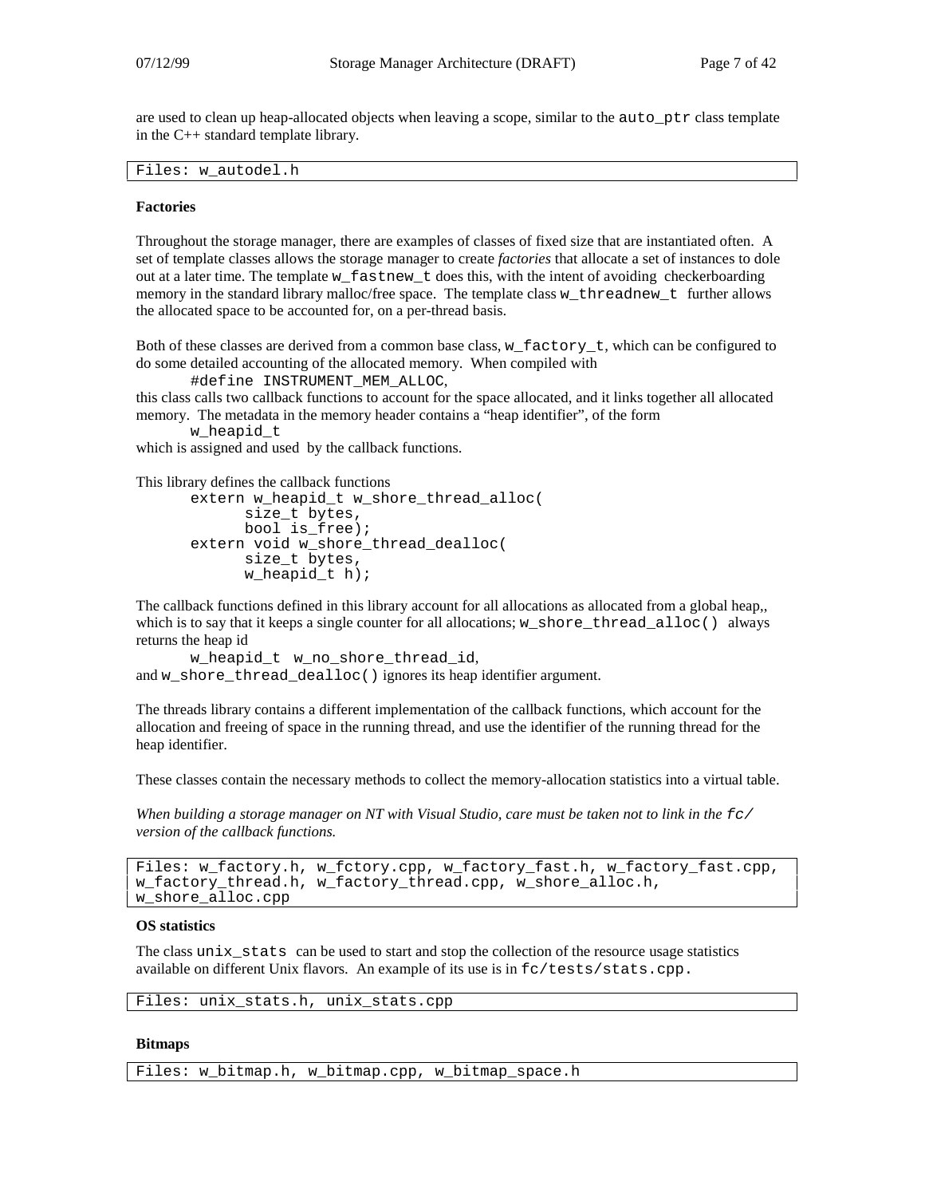are used to clean up heap-allocated objects when leaving a scope, similar to the `auto_ptr` class template in the C++ standard template library.

```
Files: w_autodel.h
```

**Factories**

Throughout the storage manager, there are examples of classes of fixed size that are instantiated often. A set of template classes allows the storage manager to create *factories* that allocate a set of instances to dole out at a later time. The template `w_fastnew_t` does this, with the intent of avoiding checkerboarding memory in the standard library malloc/free space. The template class `w_threadnew_t` further allows the allocated space to be accounted for, on a per-thread basis.

Both of these classes are derived from a common base class, `w_factory_t`, which can be configured to do some detailed accounting of the allocated memory. When compiled with

```
#define INSTRUMENT_MEM_ALLOC,
```

this class calls two callback functions to account for the space allocated, and it links together all allocated memory. The metadata in the memory header contains a "heap identifier", of the form

```
w_heapid_t
```

which is assigned and used by the callback functions.

This library defines the callback functions

```
extern w_heapid_t w_shore_thread_alloc(
        size_t bytes,
        bool is_free);
extern void w_shore_thread_dealloc(
        size_t bytes,
        w_heapid_t h);
```

The callback functions defined in this library account for all allocations as allocated from a global heap,, which is to say that it keeps a single counter for all allocations; `w_shore_thread_alloc()` always returns the heap id

```
w_heapid_t  w_no_shore_thread_id,
```

and `w_shore_thread_dealloc()` ignores its heap identifier argument.

The threads library contains a different implementation of the callback functions, which account for the allocation and freeing of space in the running thread, and use the identifier of the running thread for the heap identifier.

These classes contain the necessary methods to collect the memory-allocation statistics into a virtual table.

*When building a storage manager on NT with Visual Studio, care must be taken not to link in the `fc/` version of the callback functions.*

```
Files: w_factory.h, w_fctory.cpp, w_factory_fast.h, w_factory_fast.cpp,
w_factory_thread.h, w_factory_thread.cpp, w_shore_alloc.h,
w_shore_alloc.cpp
```

**OS statistics**

The class `unix_stats` can be used to start and stop the collection of the resource usage statistics available on different Unix flavors. An example of its use is in `fc/tests/stats.cpp.`

```
Files: unix_stats.h, unix_stats.cpp
```

**Bitmaps**

```
Files: w_bitmap.h, w_bitmap.cpp, w_bitmap_space.h
```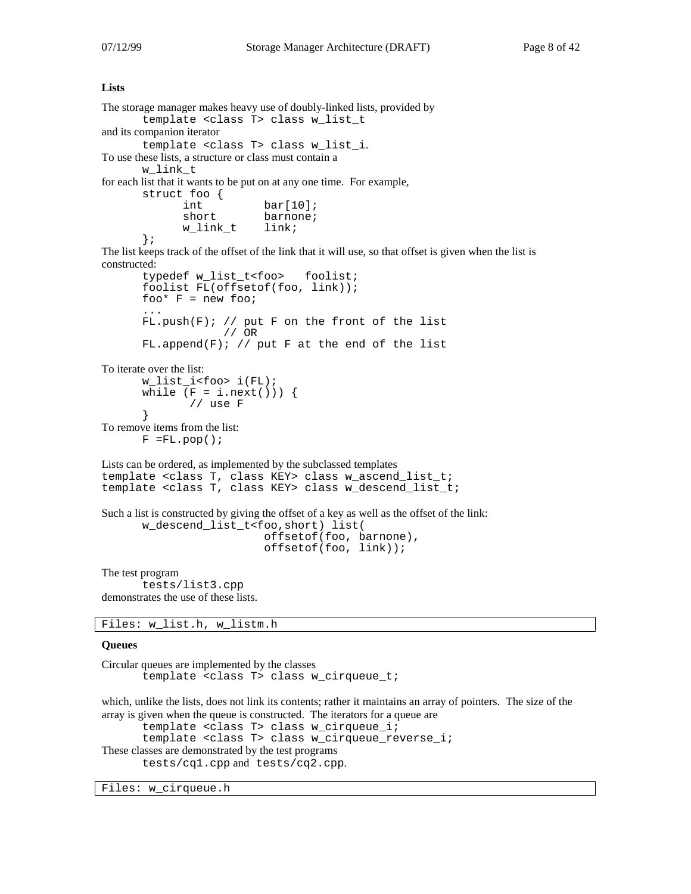### Lists

The storage manager makes heavy use of doubly-linked lists, provided by

```
template <class T> class w_list_t
```

and its companion iterator

```
template <class T> class w_list_i.
```

To use these lists, a structure or class must contain a

```
w_link_t
```

for each list that it wants to be put on at any one time. For example,

```
struct foo {
      int         bar[10];
      short       barnone;
      w_link_t    link;
};
```

The list keeps track of the offset of the link that it will use, so that offset is given when the list is constructed:

```
typedef w_list_t<foo>   foolist;
foolist FL(offsetof(foo, link));
foo* F = new foo;
...
FL.push(F); // put F on the front of the list
            // OR
FL.append(F); // put F at the end of the list
```

To iterate over the list:

```
w_list_i<foo> i(FL);
while (F = i.next())) {
       // use F
}
```

To remove items from the list:

```
F =FL.pop();
```

Lists can be ordered, as implemented by the subclassed templates

```
template <class T, class KEY> class w_ascend_list_t;
template <class T, class KEY> class w_descend_list_t;
```

Such a list is constructed by giving the offset of a key as well as the offset of the link:

```
w_descend_list_t<foo,short) list(
                     offsetof(foo, barnone),
                     offsetof(foo, link));
```

The test program

```
tests/list3.cpp
```

demonstrates the use of these lists.

```
Files: w_list.h, w_listm.h
```

### Queues

Circular queues are implemented by the classes

```
template <class T> class w_cirqueue_t;
```

which, unlike the lists, does not link its contents; rather it maintains an array of pointers. The size of the array is given when the queue is constructed. The iterators for a queue are

```
template <class T> class w_cirqueue_i;
template <class T> class w_cirqueue_reverse_i;
```

These classes are demonstrated by the test programs

`tests/cq1.cpp` and `tests/cq2.cpp`.

```
Files: w_cirqueue.h
```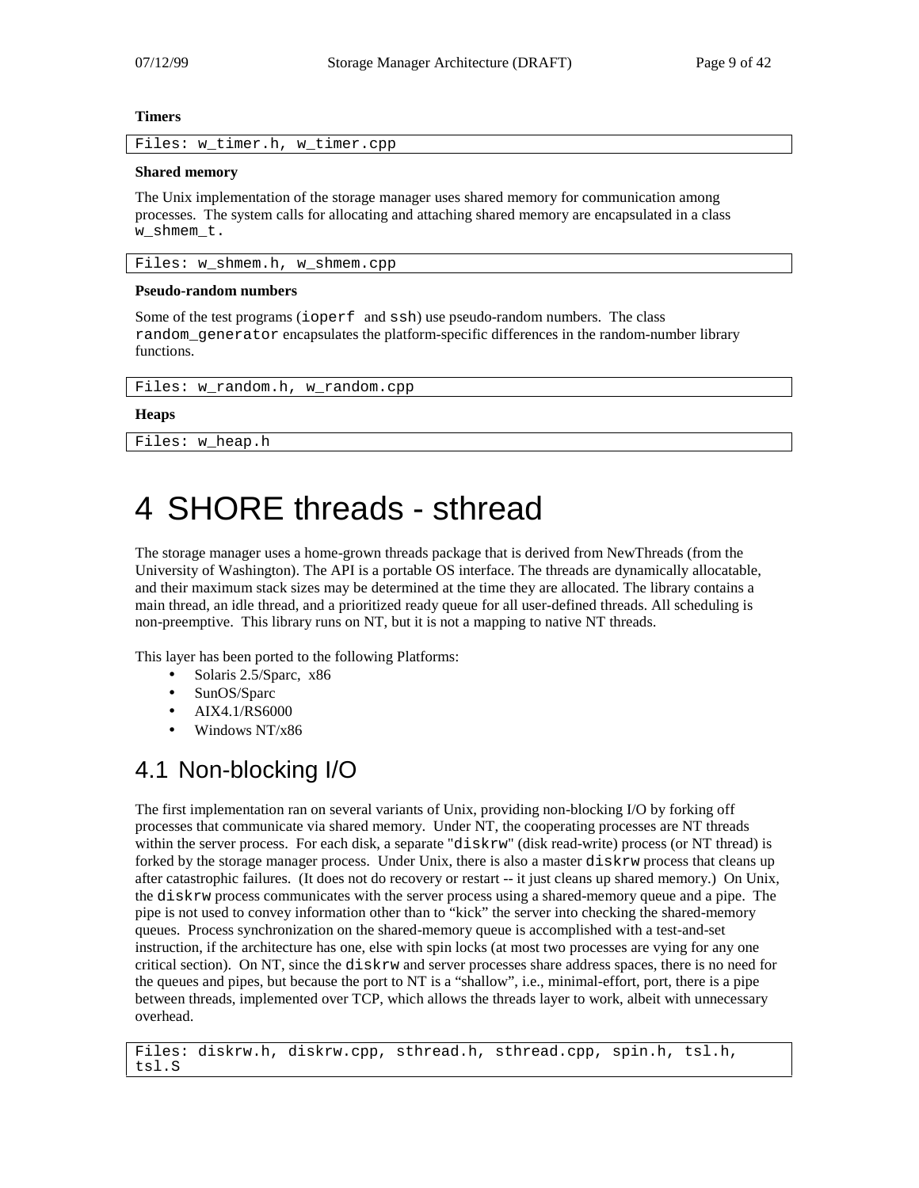**Timers**

```
Files: w_timer.h, w_timer.cpp
```

**Shared memory**

The Unix implementation of the storage manager uses shared memory for communication among processes. The system calls for allocating and attaching shared memory are encapsulated in a class `w_shmem_t.`

```
Files: w_shmem.h, w_shmem.cpp
```

**Pseudo-random numbers**

Some of the test programs (`ioperf` and `ssh`) use pseudo-random numbers. The class `random_generator` encapsulates the platform-specific differences in the random-number library functions.

```
Files: w_random.h, w_random.cpp
```

**Heaps**

```
Files: w_heap.h
```

# 4 SHORE threads - sthread

The storage manager uses a home-grown threads package that is derived from NewThreads (from the University of Washington). The API is a portable OS interface. The threads are dynamically allocatable, and their maximum stack sizes may be determined at the time they are allocated. The library contains a main thread, an idle thread, and a prioritized ready queue for all user-defined threads. All scheduling is non-preemptive. This library runs on NT, but it is not a mapping to native NT threads.

This layer has been ported to the following Platforms:

- Solaris 2.5/Sparc, x86
- SunOS/Sparc
- AIX4.1/RS6000
- Windows NT/x86

## 4.1 Non-blocking I/O

The first implementation ran on several variants of Unix, providing non-blocking I/O by forking off processes that communicate via shared memory. Under NT, the cooperating processes are NT threads within the server process. For each disk, a separate "`diskrw`" (disk read-write) process (or NT thread) is forked by the storage manager process. Under Unix, there is also a master `diskrw` process that cleans up after catastrophic failures. (It does not do recovery or restart -- it just cleans up shared memory.) On Unix, the `diskrw` process communicates with the server process using a shared-memory queue and a pipe. The pipe is not used to convey information other than to "kick" the server into checking the shared-memory queues. Process synchronization on the shared-memory queue is accomplished with a test-and-set instruction, if the architecture has one, else with spin locks (at most two processes are vying for any one critical section). On NT, since the `diskrw` and server processes share address spaces, there is no need for the queues and pipes, but because the port to NT is a "shallow", i.e., minimal-effort, port, there is a pipe between threads, implemented over TCP, which allows the threads layer to work, albeit with unnecessary overhead.

```
Files: diskrw.h, diskrw.cpp, sthread.h, sthread.cpp, spin.h, tsl.h,
tsl.S
```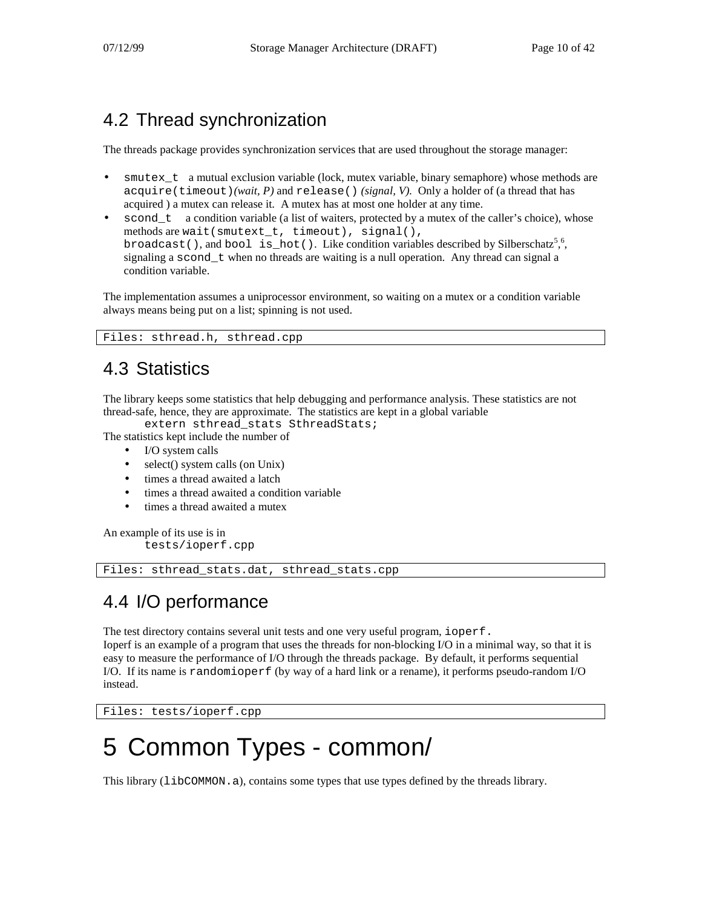## 4.2 Thread synchronization

The threads package provides synchronization services that are used throughout the storage manager:

- `smutex_t` a mutual exclusion variable (lock, mutex variable, binary semaphore) whose methods are `acquire(timeout)` *(wait, P)* and `release()` *(signal, V)*. Only a holder of (a thread that has acquired ) a mutex can release it. A mutex has at most one holder at any time.
- `scond_t` a condition variable (a list of waiters, protected by a mutex of the caller's choice), whose methods are `wait(smutext_t, timeout), signal(), broadcast()`, and `bool is_hot()`. Like condition variables described by Silberschatz[5],[6], signaling a `scond_t` when no threads are waiting is a null operation. Any thread can signal a condition variable.

The implementation assumes a uniprocessor environment, so waiting on a mutex or a condition variable always means being put on a list; spinning is not used.

```
Files: sthread.h, sthread.cpp
```

## 4.3 Statistics

The library keeps some statistics that help debugging and performance analysis. These statistics are not thread-safe, hence, they are approximate. The statistics are kept in a global variable

```
extern sthread_stats SthreadStats;
```

The statistics kept include the number of

- I/O system calls
- select() system calls (on Unix)
- times a thread awaited a latch
- times a thread awaited a condition variable
- times a thread awaited a mutex

An example of its use is in

```
tests/ioperf.cpp
```

```
Files: sthread_stats.dat, sthread_stats.cpp
```

## 4.4 I/O performance

The test directory contains several unit tests and one very useful program, `ioperf.`
Ioperf is an example of a program that uses the threads for non-blocking I/O in a minimal way, so that it is easy to measure the performance of I/O through the threads package. By default, it performs sequential I/O. If its name is `randomioperf` (by way of a hard link or a rename), it performs pseudo-random I/O instead.

```
Files: tests/ioperf.cpp
```

# 5 Common Types - common/

This library (`libCOMMON.a`), contains some types that use types defined by the threads library.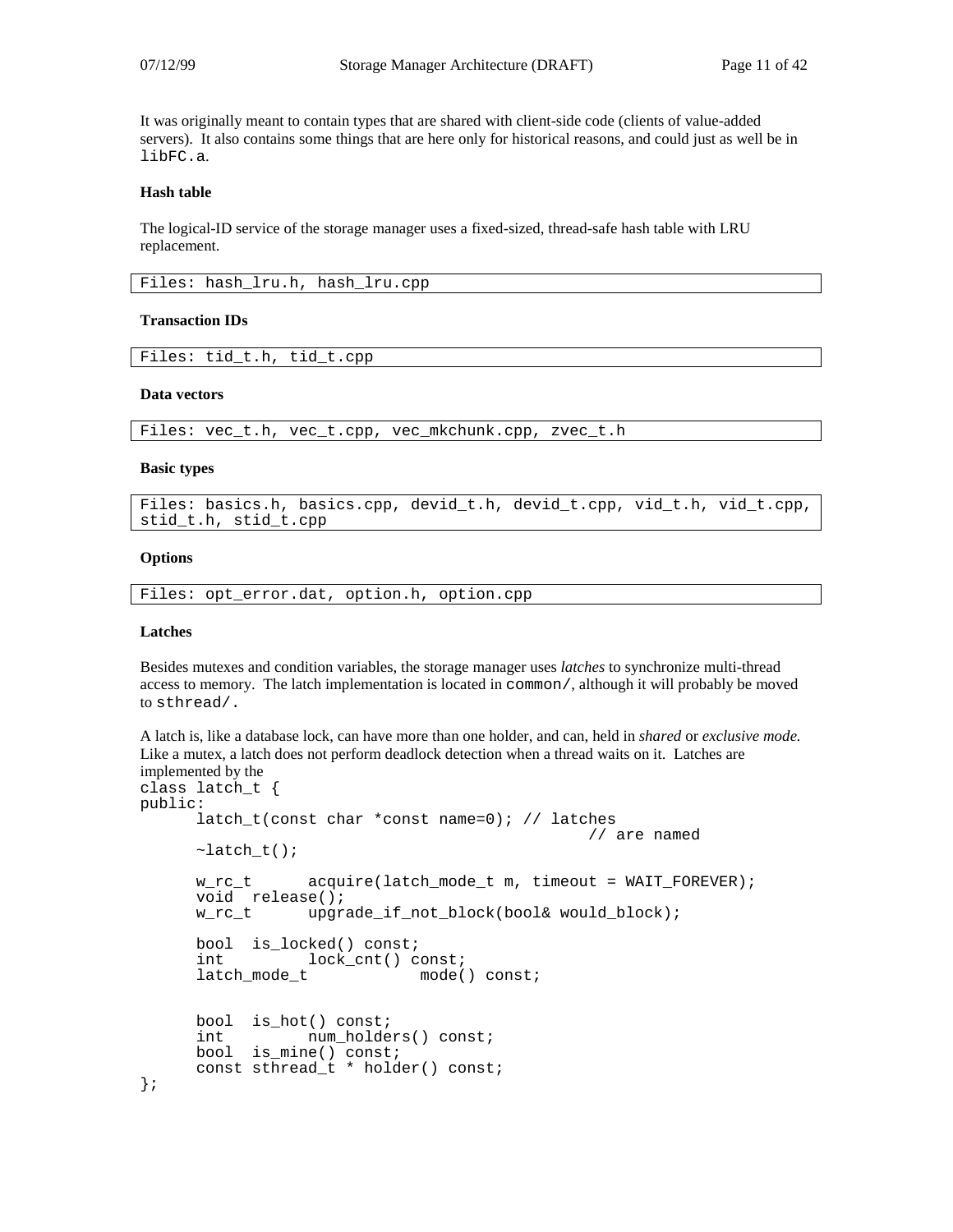It was originally meant to contain types that are shared with client-side code (clients of value-added servers). It also contains some things that are here only for historical reasons, and could just as well be in `libFC.a`.

**Hash table**

The logical-ID service of the storage manager uses a fixed-sized, thread-safe hash table with LRU replacement.

```
Files: hash_lru.h, hash_lru.cpp
```

**Transaction IDs**

```
Files: tid_t.h, tid_t.cpp
```

**Data vectors**

```
Files: vec_t.h, vec_t.cpp, vec_mkchunk.cpp, zvec_t.h
```

**Basic types**

```
Files: basics.h, basics.cpp, devid_t.h, devid_t.cpp, vid_t.h, vid_t.cpp, stid_t.h, stid_t.cpp
```

**Options**

```
Files: opt_error.dat, option.h, option.cpp
```

**Latches**

Besides mutexes and condition variables, the storage manager uses *latches* to synchronize multi-thread access to memory. The latch implementation is located in `common/`, although it will probably be moved to `sthread/`.

A latch is, like a database lock, can have more than one holder, and can, held in *shared* or *exclusive mode.* Like a mutex, a latch does not perform deadlock detection when a thread waits on it. Latches are implemented by the

```
class latch_t {
public:
      latch_t(const char *const name=0); // latches
                                          // are named
      ~latch_t();

      w_rc_t      acquire(latch_mode_t m, timeout = WAIT_FOREVER);
      void  release();
      w_rc_t      upgrade_if_not_block(bool& would_block);

      bool  is_locked() const;
      int         lock_cnt() const;
      latch_mode_t            mode() const;


      bool  is_hot() const;
      int         num_holders() const;
      bool  is_mine() const;
      const sthread_t * holder() const;
};
```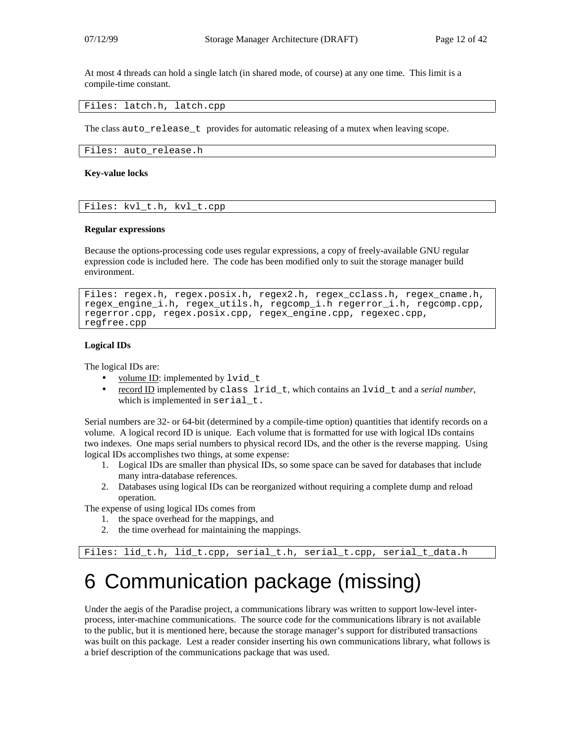At most 4 threads can hold a single latch (in shared mode, of course) at any one time. This limit is a compile-time constant.

```
Files: latch.h, latch.cpp
```

The class `auto_release_t` provides for automatic releasing of a mutex when leaving scope.

```
Files: auto_release.h
```

**Key-value locks**

```
Files: kvl_t.h, kvl_t.cpp
```

**Regular expressions**

Because the options-processing code uses regular expressions, a copy of freely-available GNU regular expression code is included here. The code has been modified only to suit the storage manager build environment.

```
Files: regex.h, regex.posix.h, regex2.h, regex_cclass.h, regex_cname.h,
regex_engine_i.h, regex_utils.h, regcomp_i.h regerror_i.h, regcomp.cpp,
regerror.cpp, regex.posix.cpp, regex_engine.cpp, regexec.cpp,
regfree.cpp
```

**Logical IDs**

The logical IDs are:

- volume ID: implemented by `lvid_t`
- record ID implemented by `class lrid_t`, which contains an `lvid_t` and a *serial number*, which is implemented in `serial_t.`

Serial numbers are 32- or 64-bit (determined by a compile-time option) quantities that identify records on a volume. A logical record ID is unique. Each volume that is formatted for use with logical IDs contains two indexes. One maps serial numbers to physical record IDs, and the other is the reverse mapping. Using logical IDs accomplishes two things, at some expense:

1. Logical IDs are smaller than physical IDs, so some space can be saved for databases that include many intra-database references.
2. Databases using logical IDs can be reorganized without requiring a complete dump and reload operation.

The expense of using logical IDs comes from

1. the space overhead for the mappings, and
2. the time overhead for maintaining the mappings.

```
Files: lid_t.h, lid_t.cpp, serial_t.h, serial_t.cpp, serial_t_data.h
```

# 6 Communication package (missing)

Under the aegis of the Paradise project, a communications library was written to support low-level inter-process, inter-machine communications. The source code for the communications library is not available to the public, but it is mentioned here, because the storage manager's support for distributed transactions was built on this package. Lest a reader consider inserting his own communications library, what follows is a brief description of the communications package that was used.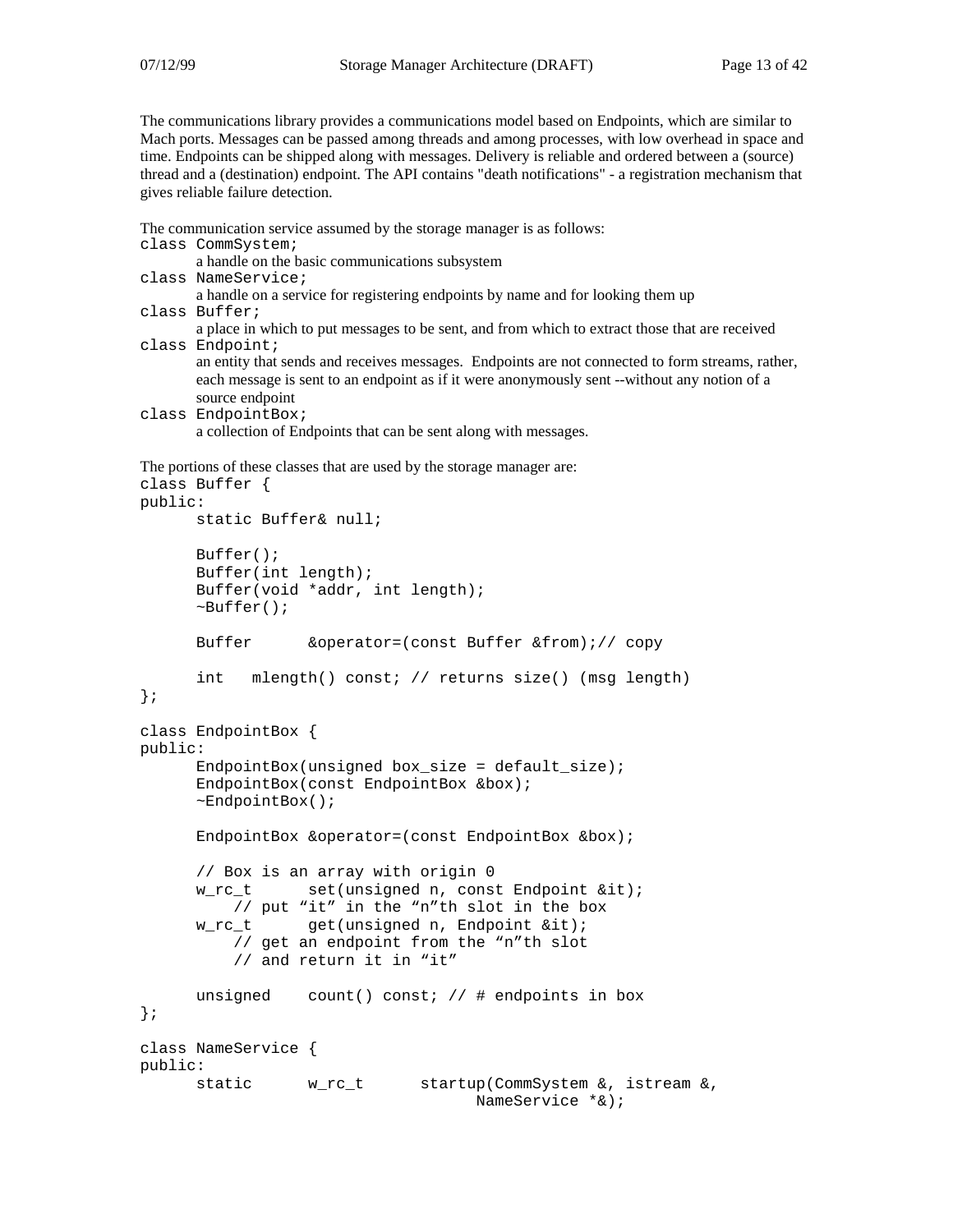The communications library provides a communications model based on Endpoints, which are similar to Mach ports. Messages can be passed among threads and among processes, with low overhead in space and time. Endpoints can be shipped along with messages. Delivery is reliable and ordered between a (source) thread and a (destination) endpoint. The API contains "death notifications" - a registration mechanism that gives reliable failure detection.

The communication service assumed by the storage manager is as follows:

`class CommSystem;`
: a handle on the basic communications subsystem

`class NameService;`
: a handle on a service for registering endpoints by name and for looking them up

`class Buffer;`
: a place in which to put messages to be sent, and from which to extract those that are received

`class Endpoint;`
: an entity that sends and receives messages. Endpoints are not connected to form streams, rather, each message is sent to an endpoint as if it were anonymously sent --without any notion of a source endpoint

`class EndpointBox;`
: a collection of Endpoints that can be sent along with messages.

The portions of these classes that are used by the storage manager are:

```
class Buffer {
public:
      static Buffer& null;

      Buffer();
      Buffer(int length);
      Buffer(void *addr, int length);
      ~Buffer();

      Buffer      &operator=(const Buffer &from);// copy

      int   mlength() const; // returns size() (msg length)
};

class EndpointBox {
public:
      EndpointBox(unsigned box_size = default_size);
      EndpointBox(const EndpointBox &box);
      ~EndpointBox();

      EndpointBox &operator=(const EndpointBox &box);

      // Box is an array with origin 0
      w_rc_t      set(unsigned n, const Endpoint &it);
          // put "it" in the "n"th slot in the box
      w_rc_t      get(unsigned n, Endpoint &it);
          // get an endpoint from the "n"th slot
          // and return it in "it"

      unsigned    count() const; // # endpoints in box
};

class NameService {
public:
      static      w_rc_t      startup(CommSystem &, istream &,
                                    NameService *&);
```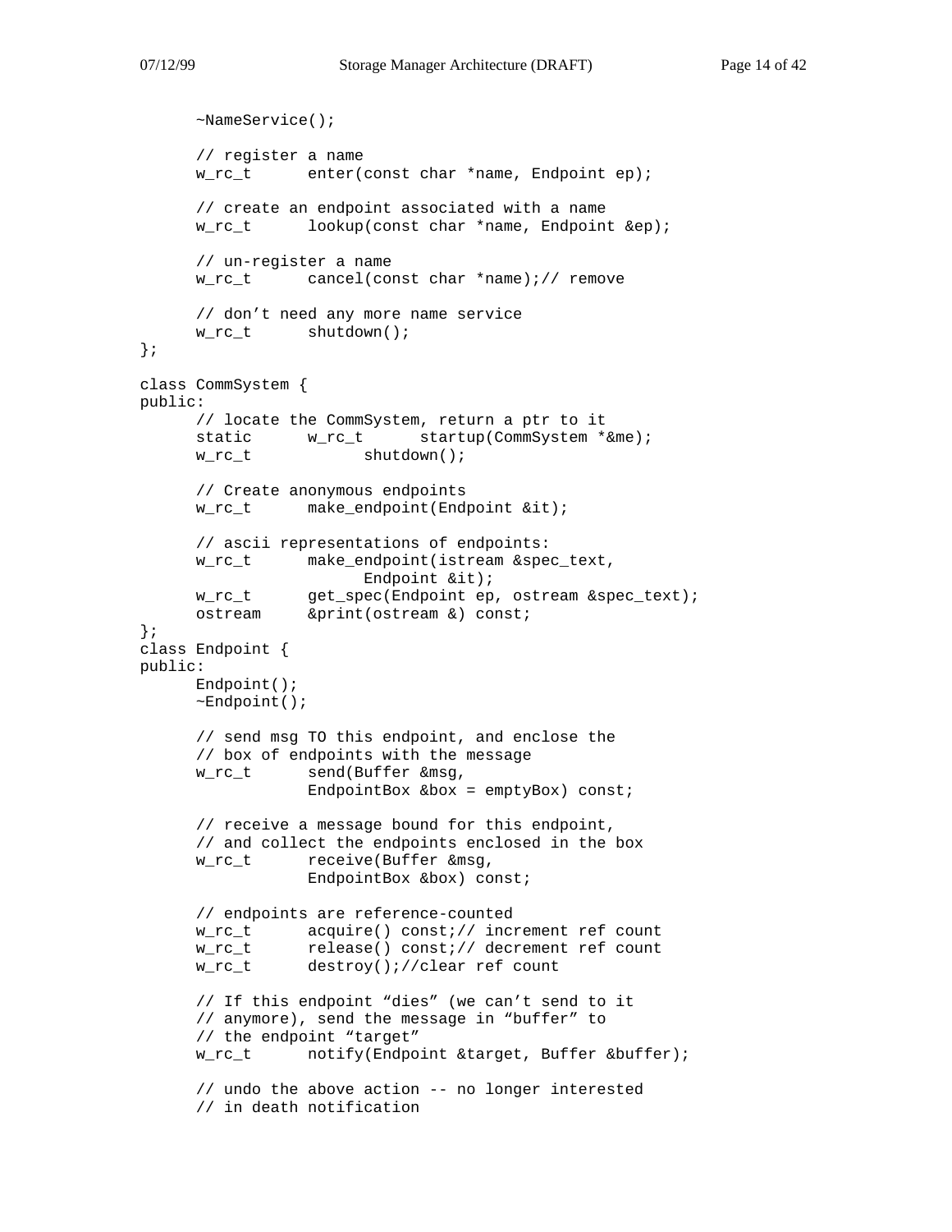```
      ~NameService();

      // register a name
      w_rc_t      enter(const char *name, Endpoint ep);

      // create an endpoint associated with a name
      w_rc_t      lookup(const char *name, Endpoint &ep);

      // un-register a name
      w_rc_t      cancel(const char *name);// remove

      // don’t need any more name service
      w_rc_t      shutdown();
};

class CommSystem {
public:
      // locate the CommSystem, return a ptr to it
      static      w_rc_t      startup(CommSystem *&me);
      w_rc_t            shutdown();

      // Create anonymous endpoints
      w_rc_t      make_endpoint(Endpoint &it);

      // ascii representations of endpoints:
      w_rc_t      make_endpoint(istream &spec_text,
                        Endpoint &it);
      w_rc_t      get_spec(Endpoint ep, ostream &spec_text);
      ostream     &print(ostream &) const;
};
class Endpoint {
public:
      Endpoint();
      ~Endpoint();

      // send msg TO this endpoint, and enclose the
      // box of endpoints with the message
      w_rc_t      send(Buffer &msg,
                  EndpointBox &box = emptyBox) const;

      // receive a message bound for this endpoint,
      // and collect the endpoints enclosed in the box
      w_rc_t      receive(Buffer &msg,
                  EndpointBox &box) const;

      // endpoints are reference-counted
      w_rc_t      acquire() const;// increment ref count
      w_rc_t      release() const;// decrement ref count
      w_rc_t      destroy();//clear ref count

      // If this endpoint “dies” (we can’t send to it
      // anymore), send the message in “buffer” to
      // the endpoint “target”
      w_rc_t      notify(Endpoint &target, Buffer &buffer);

      // undo the above action -- no longer interested
      // in death notification
```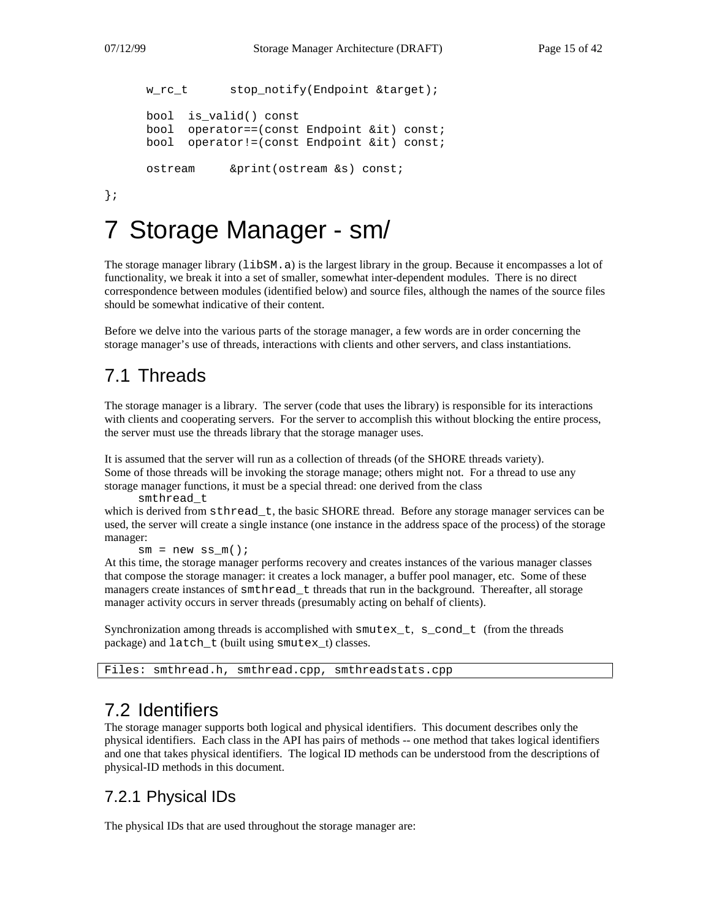```
      w_rc_t      stop_notify(Endpoint &target);

      bool  is_valid() const
      bool  operator==(const Endpoint &it) const;
      bool  operator!=(const Endpoint &it) const;

      ostream     &print(ostream &s) const;

};
```

# 7 Storage Manager - sm/

The storage manager library (`libSM.a`) is the largest library in the group. Because it encompasses a lot of functionality, we break it into a set of smaller, somewhat inter-dependent modules. There is no direct correspondence between modules (identified below) and source files, although the names of the source files should be somewhat indicative of their content.

Before we delve into the various parts of the storage manager, a few words are in order concerning the storage manager's use of threads, interactions with clients and other servers, and class instantiations.

## 7.1 Threads

The storage manager is a library. The server (code that uses the library) is responsible for its interactions with clients and cooperating servers. For the server to accomplish this without blocking the entire process, the server must use the threads library that the storage manager uses.

It is assumed that the server will run as a collection of threads (of the SHORE threads variety). Some of those threads will be invoking the storage manage; others might not. For a thread to use any storage manager functions, it must be a special thread: one derived from the class

```
smthread_t
```

which is derived from `sthread_t`, the basic SHORE thread. Before any storage manager services can be used, the server will create a single instance (one instance in the address space of the process) of the storage manager:

```
sm = new ss_m();
```

At this time, the storage manager performs recovery and creates instances of the various manager classes that compose the storage manager: it creates a lock manager, a buffer pool manager, etc. Some of these managers create instances of `smthread_t` threads that run in the background. Thereafter, all storage manager activity occurs in server threads (presumably acting on behalf of clients).

Synchronization among threads is accomplished with `smutex_t`, `s_cond_t` (from the threads package) and `latch_t` (built using `smutex_t`) classes.

```
Files: smthread.h, smthread.cpp, smthreadstats.cpp
```

## 7.2 Identifiers

The storage manager supports both logical and physical identifiers. This document describes only the physical identifiers. Each class in the API has pairs of methods -- one method that takes logical identifiers and one that takes physical identifiers. The logical ID methods can be understood from the descriptions of physical-ID methods in this document.

### 7.2.1 Physical IDs

The physical IDs that are used throughout the storage manager are: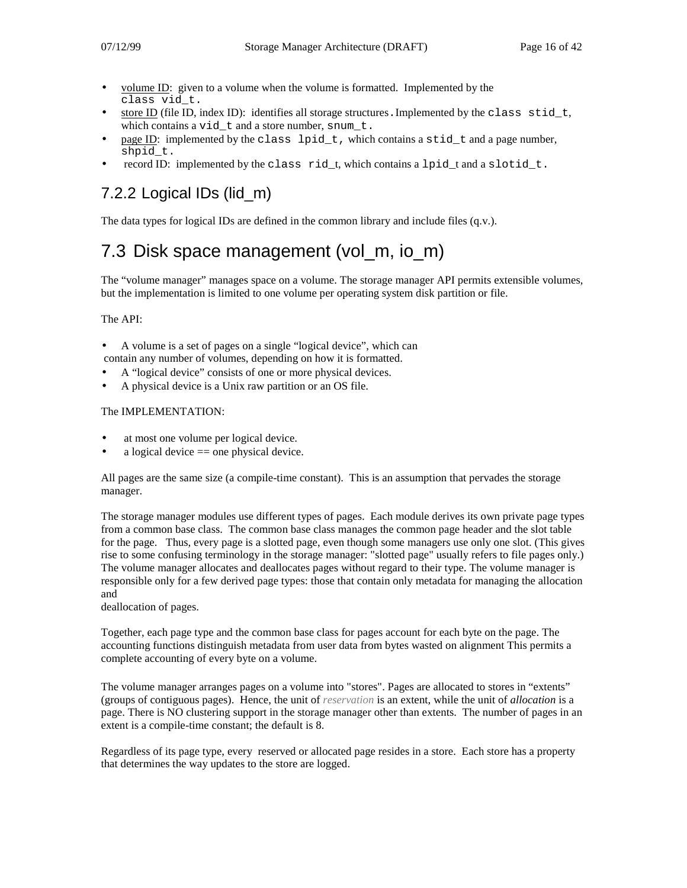- volume ID: given to a volume when the volume is formatted. Implemented by the `class vid_t`.
- store ID (file ID, index ID): identifies all storage structures. Implemented by the `class stid_t`, which contains a `vid_t` and a store number, `snum_t`.
- page ID: implemented by the `class lpid_t`, which contains a `stid_t` and a page number, `shpid_t`.
- record ID: implemented by the `class rid_t`, which contains a `lpid_t` and a `slotid_t`.

### 7.2.2 Logical IDs (lid_m)

The data types for logical IDs are defined in the common library and include files (q.v.).

## 7.3 Disk space management (vol_m, io_m)

The "volume manager" manages space on a volume. The storage manager API permits extensible volumes, but the implementation is limited to one volume per operating system disk partition or file.

The API:

- A volume is a set of pages on a single "logical device", which can contain any number of volumes, depending on how it is formatted.
- A "logical device" consists of one or more physical devices.
- A physical device is a Unix raw partition or an OS file.

The IMPLEMENTATION:

- at most one volume per logical device.
- a logical device == one physical device.

All pages are the same size (a compile-time constant). This is an assumption that pervades the storage manager.

The storage manager modules use different types of pages. Each module derives its own private page types from a common base class. The common base class manages the common page header and the slot table for the page. Thus, every page is a slotted page, even though some managers use only one slot. (This gives rise to some confusing terminology in the storage manager: "slotted page" usually refers to file pages only.) The volume manager allocates and deallocates pages without regard to their type. The volume manager is responsible only for a few derived page types: those that contain only metadata for managing the allocation and deallocation of pages.

Together, each page type and the common base class for pages account for each byte on the page. The accounting functions distinguish metadata from user data from bytes wasted on alignment This permits a complete accounting of every byte on a volume.

The volume manager arranges pages on a volume into "stores". Pages are allocated to stores in "extents" (groups of contiguous pages). Hence, the unit of *reservation* is an extent, while the unit of *allocation* is a page. There is NO clustering support in the storage manager other than extents. The number of pages in an extent is a compile-time constant; the default is 8.

Regardless of its page type, every reserved or allocated page resides in a store. Each store has a property that determines the way updates to the store are logged.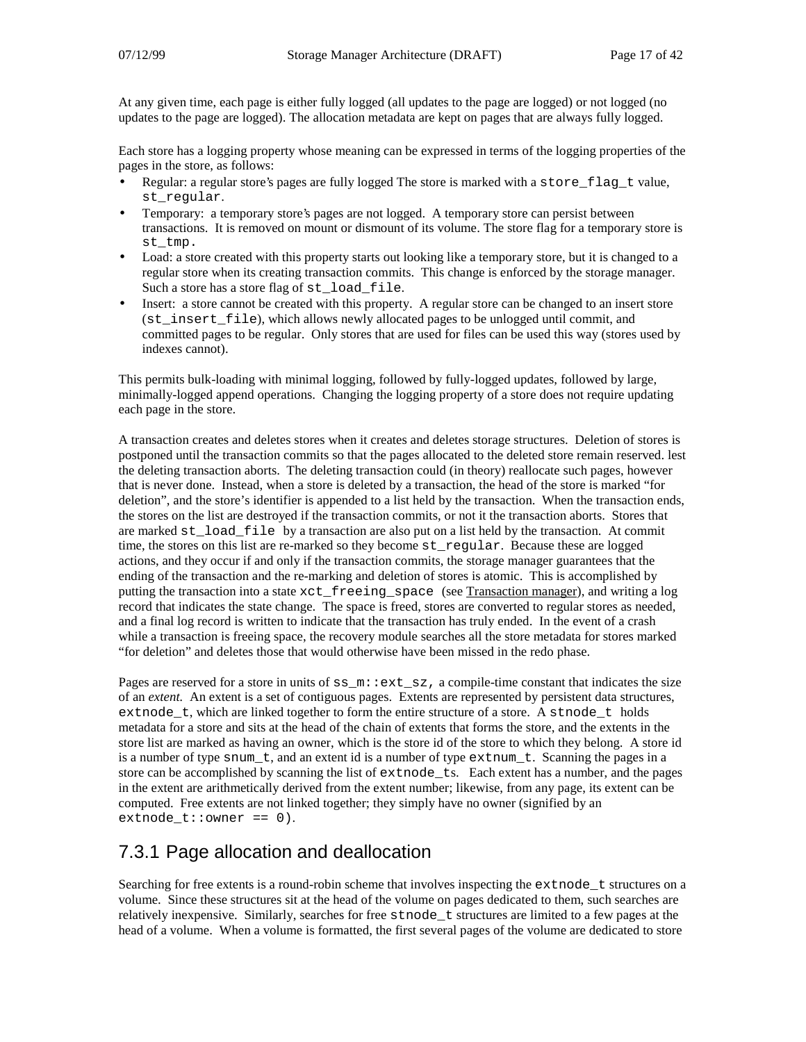At any given time, each page is either fully logged (all updates to the page are logged) or not logged (no updates to the page are logged). The allocation metadata are kept on pages that are always fully logged.

Each store has a logging property whose meaning can be expressed in terms of the logging properties of the pages in the store, as follows:

- Regular: a regular store's pages are fully logged The store is marked with a `store_flag_t` value, `st_regular`.
- Temporary: a temporary store's pages are not logged. A temporary store can persist between transactions. It is removed on mount or dismount of its volume. The store flag for a temporary store is `st_tmp.`
- Load: a store created with this property starts out looking like a temporary store, but it is changed to a regular store when its creating transaction commits. This change is enforced by the storage manager. Such a store has a store flag of `st_load_file`.
- Insert: a store cannot be created with this property. A regular store can be changed to an insert store (`st_insert_file`), which allows newly allocated pages to be unlogged until commit, and committed pages to be regular. Only stores that are used for files can be used this way (stores used by indexes cannot).

This permits bulk-loading with minimal logging, followed by fully-logged updates, followed by large, minimally-logged append operations. Changing the logging property of a store does not require updating each page in the store.

A transaction creates and deletes stores when it creates and deletes storage structures. Deletion of stores is postponed until the transaction commits so that the pages allocated to the deleted store remain reserved. lest the deleting transaction aborts. The deleting transaction could (in theory) reallocate such pages, however that is never done. Instead, when a store is deleted by a transaction, the head of the store is marked "for deletion", and the store's identifier is appended to a list held by the transaction. When the transaction ends, the stores on the list are destroyed if the transaction commits, or not it the transaction aborts. Stores that are marked `st_load_file` by a transaction are also put on a list held by the transaction. At commit time, the stores on this list are re-marked so they become `st_regular`. Because these are logged actions, and they occur if and only if the transaction commits, the storage manager guarantees that the ending of the transaction and the re-marking and deletion of stores is atomic. This is accomplished by putting the transaction into a state `xct_freeing_space` (see Transaction manager), and writing a log record that indicates the state change. The space is freed, stores are converted to regular stores as needed, and a final log record is written to indicate that the transaction has truly ended. In the event of a crash while a transaction is freeing space, the recovery module searches all the store metadata for stores marked "for deletion" and deletes those that would otherwise have been missed in the redo phase.

Pages are reserved for a store in units of `ss_m::ext_sz,` a compile-time constant that indicates the size of an *extent*. An extent is a set of contiguous pages. Extents are represented by persistent data structures, `extnode_t`, which are linked together to form the entire structure of a store. A `stnode_t` holds metadata for a store and sits at the head of the chain of extents that forms the store, and the extents in the store list are marked as having an owner, which is the store id of the store to which they belong. A store id is a number of type `snum_t`, and an extent id is a number of type `extnum_t`. Scanning the pages in a store can be accomplished by scanning the list of `extnode_t`s. Each extent has a number, and the pages in the extent are arithmetically derived from the extent number; likewise, from any page, its extent can be computed. Free extents are not linked together; they simply have no owner (signified by an `extnode_t::owner == 0`).

## 7.3.1 Page allocation and deallocation

Searching for free extents is a round-robin scheme that involves inspecting the `extnode_t` structures on a volume. Since these structures sit at the head of the volume on pages dedicated to them, such searches are relatively inexpensive. Similarly, searches for free `stnode_t` structures are limited to a few pages at the head of a volume. When a volume is formatted, the first several pages of the volume are dedicated to store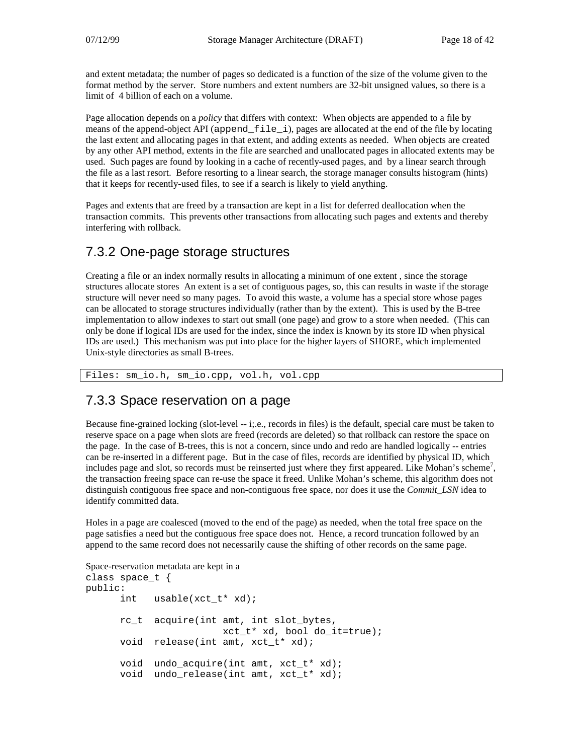and extent metadata; the number of pages so dedicated is a function of the size of the volume given to the format method by the server. Store numbers and extent numbers are 32-bit unsigned values, so there is a limit of 4 billion of each on a volume.

Page allocation depends on a *policy* that differs with context: When objects are appended to a file by means of the append-object API (`append_file_i`), pages are allocated at the end of the file by locating the last extent and allocating pages in that extent, and adding extents as needed. When objects are created by any other API method, extents in the file are searched and unallocated pages in allocated extents may be used. Such pages are found by looking in a cache of recently-used pages, and by a linear search through the file as a last resort. Before resorting to a linear search, the storage manager consults histogram (hints) that it keeps for recently-used files, to see if a search is likely to yield anything.

Pages and extents that are freed by a transaction are kept in a list for deferred deallocation when the transaction commits. This prevents other transactions from allocating such pages and extents and thereby interfering with rollback.

### 7.3.2 One-page storage structures

Creating a file or an index normally results in allocating a minimum of one extent , since the storage structures allocate stores An extent is a set of contiguous pages, so, this can results in waste if the storage structure will never need so many pages. To avoid this waste, a volume has a special store whose pages can be allocated to storage structures individually (rather than by the extent). This is used by the B-tree implementation to allow indexes to start out small (one page) and grow to a store when needed. (This can only be done if logical IDs are used for the index, since the index is known by its store ID when physical IDs are used.) This mechanism was put into place for the higher layers of SHORE, which implemented Unix-style directories as small B-trees.

```
Files: sm_io.h, sm_io.cpp, vol.h, vol.cpp
```

### 7.3.3 Space reservation on a page

Because fine-grained locking (slot-level -- i;.e., records in files) is the default, special care must be taken to reserve space on a page when slots are freed (records are deleted) so that rollback can restore the space on the page. In the case of B-trees, this is not a concern, since undo and redo are handled logically -- entries can be re-inserted in a different page. But in the case of files, records are identified by physical ID, which includes page and slot, so records must be reinserted just where they first appeared. Like Mohan's scheme[7], the transaction freeing space can re-use the space it freed. Unlike Mohan's scheme, this algorithm does not distinguish contiguous free space and non-contiguous free space, nor does it use the *Commit_LSN* idea to identify committed data.

Holes in a page are coalesced (moved to the end of the page) as needed, when the total free space on the page satisfies a need but the contiguous free space does not. Hence, a record truncation followed by an append to the same record does not necessarily cause the shifting of other records on the same page.

Space-reservation metadata are kept in a

```
class space_t {
public:
      int   usable(xct_t* xd);

      rc_t  acquire(int amt, int slot_bytes,
                      xct_t* xd, bool do_it=true);
      void  release(int amt, xct_t* xd);

      void  undo_acquire(int amt, xct_t* xd);
      void  undo_release(int amt, xct_t* xd);
```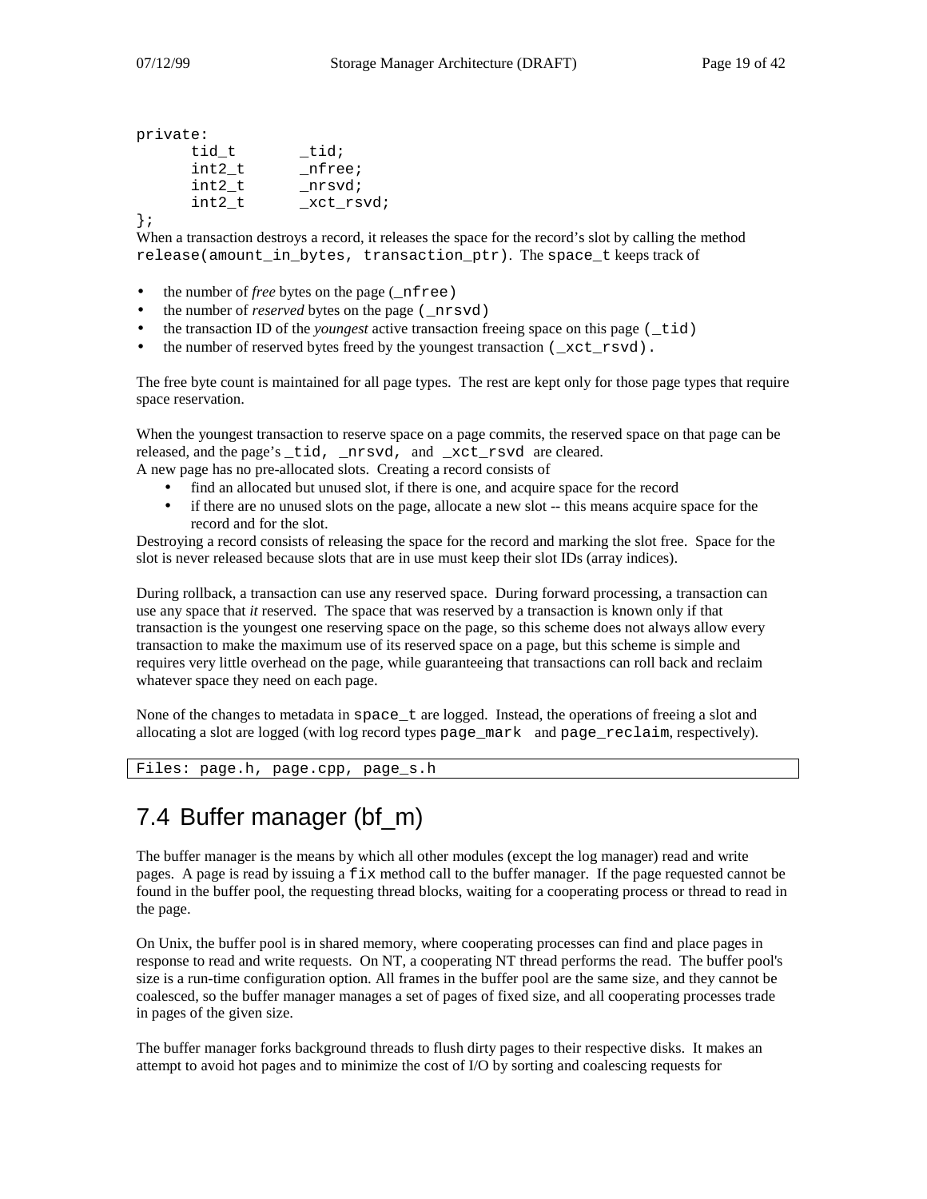```
private:
      tid_t       _tid;
      int2_t      _nfree;
      int2_t      _nrsvd;
      int2_t      _xct_rsvd;
};
```

When a transaction destroys a record, it releases the space for the record's slot by calling the method `release(amount_in_bytes, transaction_ptr)`. The `space_t` keeps track of

- the number of *free* bytes on the page (`_nfree`)
- the number of *reserved* bytes on the page (`_nrsvd`)
- the transaction ID of the *youngest* active transaction freeing space on this page (`_tid`)
- the number of reserved bytes freed by the youngest transaction (`_xct_rsvd`).

The free byte count is maintained for all page types. The rest are kept only for those page types that require space reservation.

When the youngest transaction to reserve space on a page commits, the reserved space on that page can be released, and the page's `_tid`, `_nrsvd`, and `_xct_rsvd` are cleared.
A new page has no pre-allocated slots. Creating a record consists of

- find an allocated but unused slot, if there is one, and acquire space for the record
- if there are no unused slots on the page, allocate a new slot -- this means acquire space for the record and for the slot.

Destroying a record consists of releasing the space for the record and marking the slot free. Space for the slot is never released because slots that are in use must keep their slot IDs (array indices).

During rollback, a transaction can use any reserved space. During forward processing, a transaction can use any space that *it* reserved. The space that was reserved by a transaction is known only if that transaction is the youngest one reserving space on the page, so this scheme does not always allow every transaction to make the maximum use of its reserved space on a page, but this scheme is simple and requires very little overhead on the page, while guaranteeing that transactions can roll back and reclaim whatever space they need on each page.

None of the changes to metadata in `space_t` are logged. Instead, the operations of freeing a slot and allocating a slot are logged (with log record types `page_mark` and `page_reclaim`, respectively).

```
Files: page.h, page.cpp, page_s.h
```

## 7.4 Buffer manager (bf_m)

The buffer manager is the means by which all other modules (except the log manager) read and write pages. A page is read by issuing a `fix` method call to the buffer manager. If the page requested cannot be found in the buffer pool, the requesting thread blocks, waiting for a cooperating process or thread to read in the page.

On Unix, the buffer pool is in shared memory, where cooperating processes can find and place pages in response to read and write requests. On NT, a cooperating NT thread performs the read. The buffer pool's size is a run-time configuration option. All frames in the buffer pool are the same size, and they cannot be coalesced, so the buffer manager manages a set of pages of fixed size, and all cooperating processes trade in pages of the given size.

The buffer manager forks background threads to flush dirty pages to their respective disks. It makes an attempt to avoid hot pages and to minimize the cost of I/O by sorting and coalescing requests for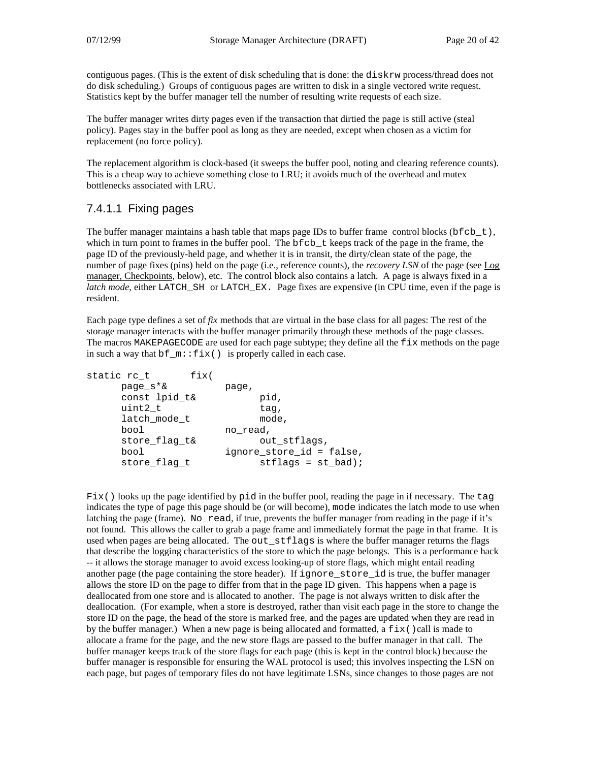contiguous pages. (This is the extent of disk scheduling that is done: the `diskrw` process/thread does not do disk scheduling.) Groups of contiguous pages are written to disk in a single vectored write request. Statistics kept by the buffer manager tell the number of resulting write requests of each size.

The buffer manager writes dirty pages even if the transaction that dirtied the page is still active (steal policy). Pages stay in the buffer pool as long as they are needed, except when chosen as a victim for replacement (no force policy).

The replacement algorithm is clock-based (it sweeps the buffer pool, noting and clearing reference counts). This is a cheap way to achieve something close to LRU; it avoids much of the overhead and mutex bottlenecks associated with LRU.

#### 7.4.1.1 Fixing pages

The buffer manager maintains a hash table that maps page IDs to buffer frame control blocks (`bfcb_t`), which in turn point to frames in the buffer pool. The `bfcb_t` keeps track of the page in the frame, the page ID of the previously-held page, and whether it is in transit, the dirty/clean state of the page, the number of page fixes (pins) held on the page (i.e., reference counts), the *recovery LSN* of the page (see Log manager, Checkpoints, below), etc. The control block also contains a latch. A page is always fixed in a *latch mode*, either `LATCH_SH` or `LATCH_EX`. Page fixes are expensive (in CPU time, even if the page is resident.

Each page type defines a set of *fix* methods that are virtual in the base class for all pages: The rest of the storage manager interacts with the buffer manager primarily through these methods of the page classes. The macros `MAKEPAGECODE` are used for each page subtype; they define all the `fix` methods on the page in such a way that `bf_m::fix()` is properly called in each case.

```
static rc_t       fix(
      page_s*&          page,
      const lpid_t&           pid,
      uint2_t                 tag,
      latch_mode_t            mode,
      bool              no_read,
      store_flag_t&           out_stflags,
      bool              ignore_store_id = false,
      store_flag_t            stflags = st_bad);
```

`Fix()` looks up the page identified by `pid` in the buffer pool, reading the page in if necessary. The `tag` indicates the type of page this page should be (or will become), `mode` indicates the latch mode to use when latching the page (frame). `No_read`, if true, prevents the buffer manager from reading in the page if it's not found. This allows the caller to grab a page frame and immediately format the page in that frame. It is used when pages are being allocated. The `out_stflags` is where the buffer manager returns the flags that describe the logging characteristics of the store to which the page belongs. This is a performance hack -- it allows the storage manager to avoid excess looking-up of store flags, which might entail reading another page (the page containing the store header). If `ignore_store_id` is true, the buffer manager allows the store ID on the page to differ from that in the page ID given. This happens when a page is deallocated from one store and is allocated to another. The page is not always written to disk after the deallocation. (For example, when a store is destroyed, rather than visit each page in the store to change the store ID on the page, the head of the store is marked free, and the pages are updated when they are read in by the buffer manager.) When a new page is being allocated and formatted, a `fix()` call is made to allocate a frame for the page, and the new store flags are passed to the buffer manager in that call. The buffer manager keeps track of the store flags for each page (this is kept in the control block) because the buffer manager is responsible for ensuring the WAL protocol is used; this involves inspecting the LSN on each page, but pages of temporary files do not have legitimate LSNs, since changes to those pages are not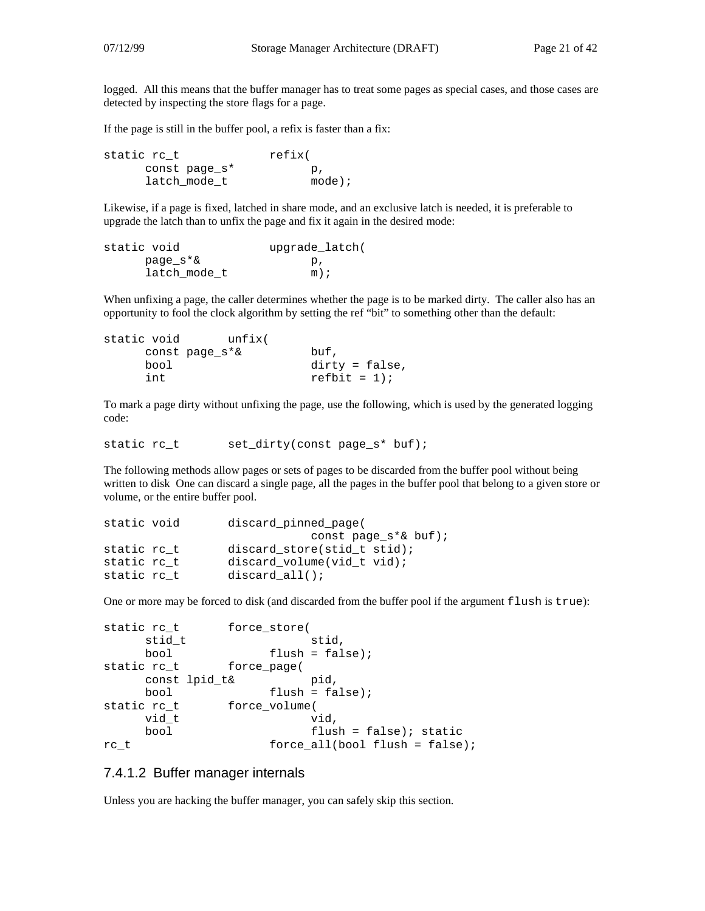logged. All this means that the buffer manager has to treat some pages as special cases, and those cases are detected by inspecting the store flags for a page.

If the page is still in the buffer pool, a refix is faster than a fix:

```
static rc_t             refix(
      const page_s*           p,
      latch_mode_t            mode);
```

Likewise, if a page is fixed, latched in share mode, and an exclusive latch is needed, it is preferable to upgrade the latch than to unfix the page and fix it again in the desired mode:

```
static void             upgrade_latch(
      page_s*&                p,
      latch_mode_t            m);
```

When unfixing a page, the caller determines whether the page is to be marked dirty. The caller also has an opportunity to fool the clock algorithm by setting the ref "bit" to something other than the default:

```
static void       unfix(
      const page_s*&          buf,
      bool                    dirty = false,
      int                     refbit = 1);
```

To mark a page dirty without unfixing the page, use the following, which is used by the generated logging code:

```
static rc_t       set_dirty(const page_s* buf);
```

The following methods allow pages or sets of pages to be discarded from the buffer pool without being written to disk One can discard a single page, all the pages in the buffer pool that belong to a given store or volume, or the entire buffer pool.

```
static void       discard_pinned_page(
                              const page_s*& buf);
static rc_t       discard_store(stid_t stid);
static rc_t       discard_volume(vid_t vid);
static rc_t       discard_all();
```

One or more may be forced to disk (and discarded from the buffer pool if the argument `flush` is `true`):

```
static rc_t       force_store(
      stid_t                  stid,
      bool              flush = false);
static rc_t       force_page(
      const lpid_t&           pid,
      bool              flush = false);
static rc_t       force_volume(
      vid_t                   vid,
      bool                    flush = false); static
rc_t                    force_all(bool flush = false);
```

#### 7.4.1.2 Buffer manager internals

Unless you are hacking the buffer manager, you can safely skip this section.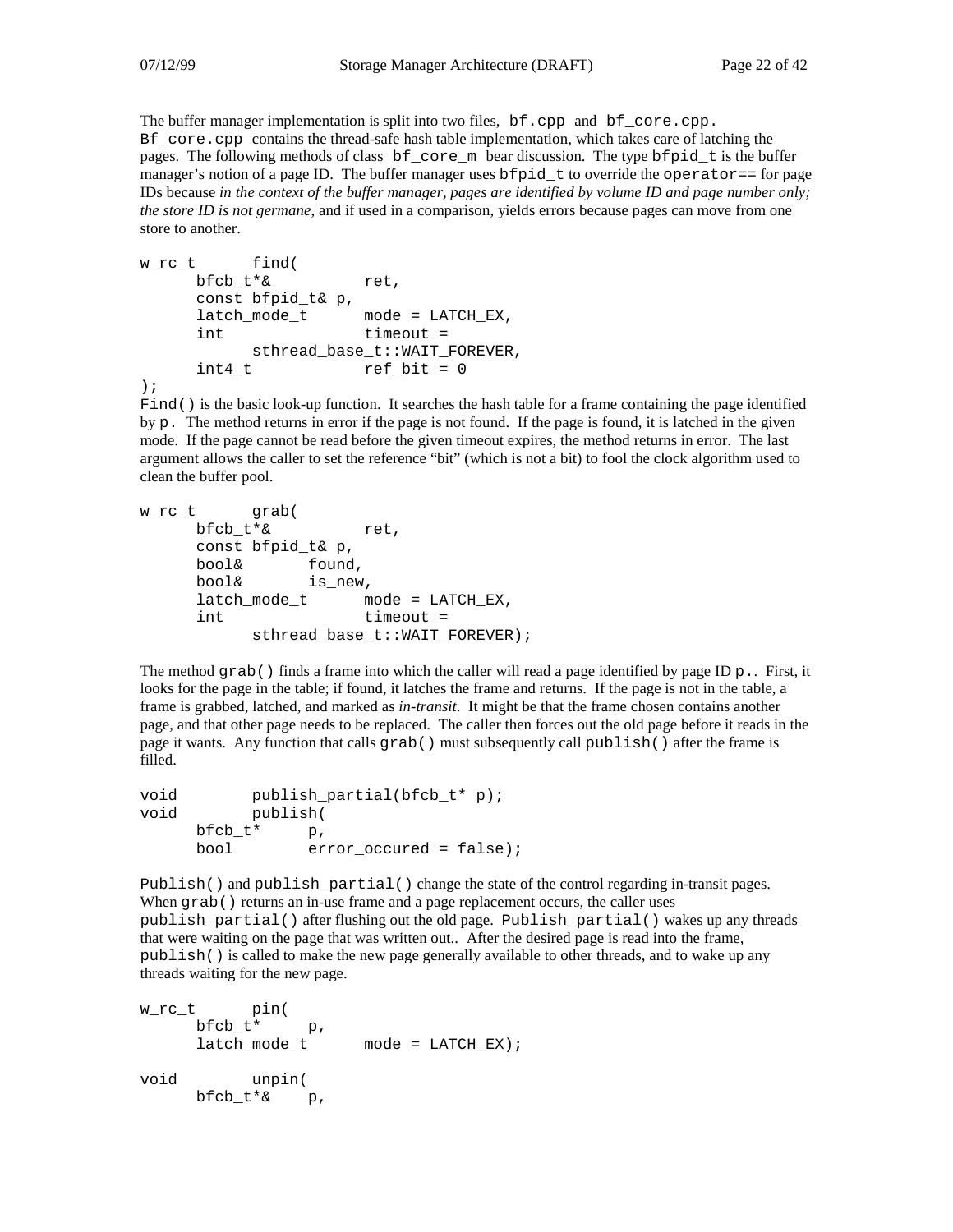The buffer manager implementation is split into two files, `bf.cpp` and `bf_core.cpp`. `Bf_core.cpp` contains the thread-safe hash table implementation, which takes care of latching the pages. The following methods of class `bf_core_m` bear discussion. The type `bfpid_t` is the buffer manager's notion of a page ID. The buffer manager uses `bfpid_t` to override the `operator==` for page IDs because *in the context of the buffer manager, pages are identified by volume ID and page number only; the store ID is not germane*, and if used in a comparison, yields errors because pages can move from one store to another.

```
w_rc_t      find(
      bfcb_t*&          ret,
      const bfpid_t& p,
      latch_mode_t      mode = LATCH_EX,
      int               timeout =
            sthread_base_t::WAIT_FOREVER,
      int4_t            ref_bit = 0
);
```

`Find()` is the basic look-up function. It searches the hash table for a frame containing the page identified by `p`. The method returns in error if the page is not found. If the page is found, it is latched in the given mode. If the page cannot be read before the given timeout expires, the method returns in error. The last argument allows the caller to set the reference "bit" (which is not a bit) to fool the clock algorithm used to clean the buffer pool.

```
w_rc_t      grab(
      bfcb_t*&          ret,
      const bfpid_t& p,
      bool&       found,
      bool&       is_new,
      latch_mode_t      mode = LATCH_EX,
      int               timeout =
            sthread_base_t::WAIT_FOREVER);
```

The method `grab()` finds a frame into which the caller will read a page identified by page ID `p.`. First, it looks for the page in the table; if found, it latches the frame and returns. If the page is not in the table, a frame is grabbed, latched, and marked as *in-transit*. It might be that the frame chosen contains another page, and that other page needs to be replaced. The caller then forces out the old page before it reads in the page it wants. Any function that calls `grab()` must subsequently call `publish()` after the frame is filled.

```
void        publish_partial(bfcb_t* p);
void        publish(
      bfcb_t*     p,
      bool        error_occured = false);
```

`Publish()` and `publish_partial()` change the state of the control regarding in-transit pages. When `grab()` returns an in-use frame and a page replacement occurs, the caller uses `publish_partial()` after flushing out the old page. `Publish_partial()` wakes up any threads that were waiting on the page that was written out.. After the desired page is read into the frame, `publish()` is called to make the new page generally available to other threads, and to wake up any threads waiting for the new page.

```
w_rc_t      pin(
      bfcb_t*     p,
      latch_mode_t      mode = LATCH_EX);

void        unpin(
      bfcb_t*&    p,
```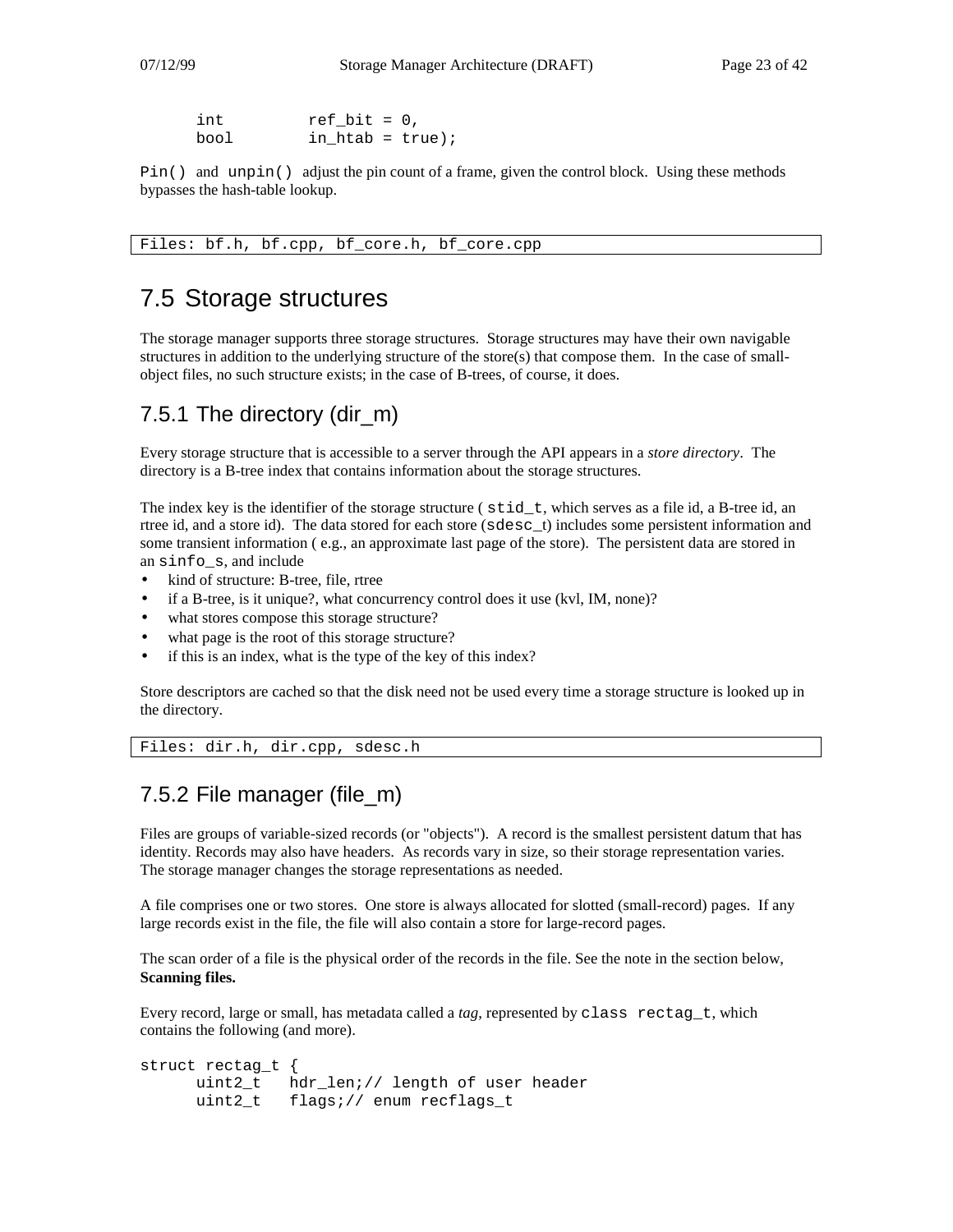```
      int         ref_bit = 0,
      bool        in_htab = true);
```

`Pin()` and `unpin()` adjust the pin count of a frame, given the control block. Using these methods bypasses the hash-table lookup.

```
Files: bf.h, bf.cpp, bf_core.h, bf_core.cpp
```

## 7.5 Storage structures

The storage manager supports three storage structures. Storage structures may have their own navigable structures in addition to the underlying structure of the store(s) that compose them. In the case of small-object files, no such structure exists; in the case of B-trees, of course, it does.

### 7.5.1 The directory (dir_m)

Every storage structure that is accessible to a server through the API appears in a *store directory*. The directory is a B-tree index that contains information about the storage structures.

The index key is the identifier of the storage structure ( `stid_t`, which serves as a file id, a B-tree id, an rtree id, and a store id). The data stored for each store (`sdesc_`t) includes some persistent information and some transient information ( e.g., an approximate last page of the store). The persistent data are stored in an `sinfo_s`, and include

- kind of structure: B-tree, file, rtree
- if a B-tree, is it unique?, what concurrency control does it use (kvl, IM, none)?
- what stores compose this storage structure?
- what page is the root of this storage structure?
- if this is an index, what is the type of the key of this index?

Store descriptors are cached so that the disk need not be used every time a storage structure is looked up in the directory.

```
Files: dir.h, dir.cpp, sdesc.h
```

### 7.5.2 File manager (file_m)

Files are groups of variable-sized records (or "objects"). A record is the smallest persistent datum that has identity. Records may also have headers. As records vary in size, so their storage representation varies. The storage manager changes the storage representations as needed.

A file comprises one or two stores. One store is always allocated for slotted (small-record) pages. If any large records exist in the file, the file will also contain a store for large-record pages.

The scan order of a file is the physical order of the records in the file. See the note in the section below, **Scanning files.**

Every record, large or small, has metadata called a *tag*, represented by `class rectag_t`, which contains the following (and more).

```
struct rectag_t {
      uint2_t   hdr_len;// length of user header
      uint2_t   flags;// enum recflags_t
```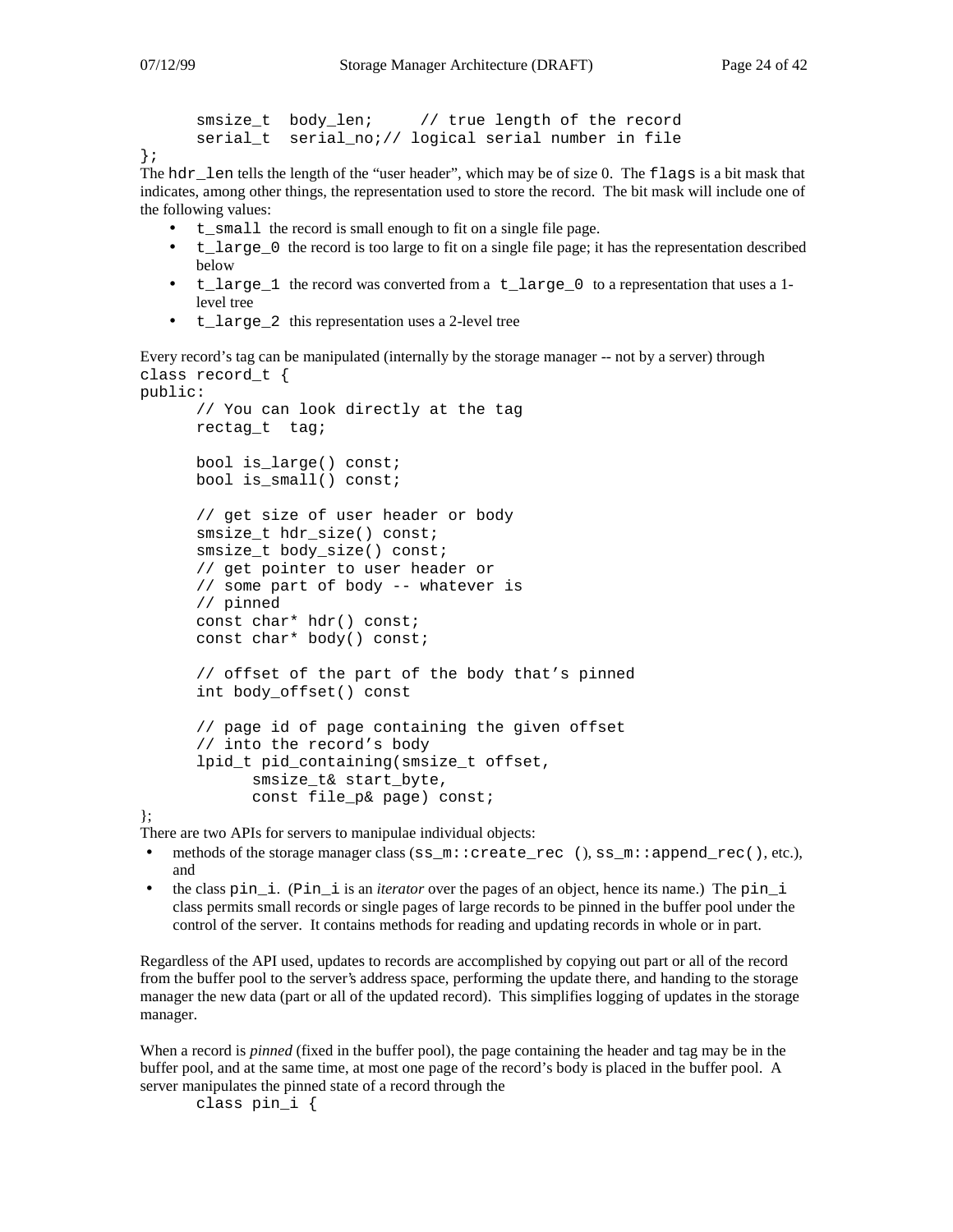```
      smsize_t  body_len;     // true length of the record
      serial_t  serial_no;// logical serial number in file
};
```

The hdr_len tells the length of the "user header", which may be of size 0. The flags is a bit mask that indicates, among other things, the representation used to store the record. The bit mask will include one of the following values:

- t_small the record is small enough to fit on a single file page.
- t_large_0 the record is too large to fit on a single file page; it has the representation described below
- t_large_1 the record was converted from a t_large_0 to a representation that uses a 1-level tree
- t_large_2 this representation uses a 2-level tree

Every record's tag can be manipulated (internally by the storage manager -- not by a server) through

```
class record_t {
public:
      // You can look directly at the tag
      rectag_t  tag;

      bool is_large() const;
      bool is_small() const;

      // get size of user header or body
      smsize_t hdr_size() const;
      smsize_t body_size() const;
      // get pointer to user header or
      // some part of body -- whatever is
      // pinned
      const char* hdr() const;
      const char* body() const;

      // offset of the part of the body that's pinned
      int body_offset() const

      // page id of page containing the given offset
      // into the record's body
      lpid_t pid_containing(smsize_t offset,
            smsize_t& start_byte,
            const file_p& page) const;
};
```

There are two APIs for servers to manipulae individual objects:

- methods of the storage manager class (ss_m::create_rec (), ss_m::append_rec(), etc.), and
- the class pin_i. (Pin_i is an *iterator* over the pages of an object, hence its name.) The pin_i class permits small records or single pages of large records to be pinned in the buffer pool under the control of the server. It contains methods for reading and updating records in whole or in part.

Regardless of the API used, updates to records are accomplished by copying out part or all of the record from the buffer pool to the server's address space, performing the update there, and handing to the storage manager the new data (part or all of the updated record). This simplifies logging of updates in the storage manager.

When a record is *pinned* (fixed in the buffer pool), the page containing the header and tag may be in the buffer pool, and at the same time, at most one page of the record's body is placed in the buffer pool. A server manipulates the pinned state of a record through the

```
      class pin_i {
```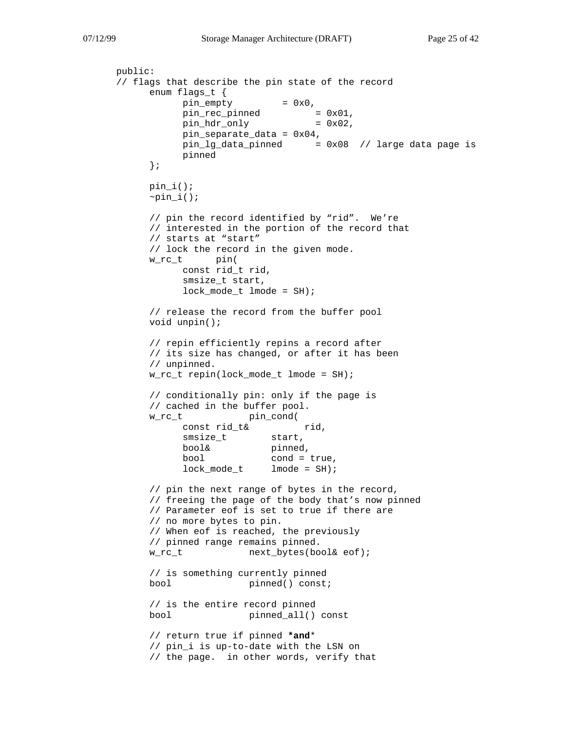```
public:
// flags that describe the pin state of the record
      enum flags_t {
            pin_empty         = 0x0,
            pin_rec_pinned          = 0x01,
            pin_hdr_only            = 0x02,
            pin_separate_data = 0x04,
            pin_lg_data_pinned      = 0x08  // large data page is
            pinned
      };

      pin_i();
      ~pin_i();

      // pin the record identified by "rid".  We're
      // interested in the portion of the record that
      // starts at "start"
      // lock the record in the given mode.
      w_rc_t      pin(
            const rid_t rid,
            smsize_t start,
            lock_mode_t lmode = SH);

      // release the record from the buffer pool
      void unpin();

      // repin efficiently repins a record after
      // its size has changed, or after it has been
      // unpinned.
      w_rc_t repin(lock_mode_t lmode = SH);

      // conditionally pin: only if the page is
      // cached in the buffer pool.
      w_rc_t            pin_cond(
            const rid_t&          rid,
            smsize_t        start,
            bool&           pinned,
            bool            cond = true,
            lock_mode_t     lmode = SH);

      // pin the next range of bytes in the record,
      // freeing the page of the body that's now pinned
      // Parameter eof is set to true if there are
      // no more bytes to pin.
      // When eof is reached, the previously
      // pinned range remains pinned.
      w_rc_t            next_bytes(bool& eof);

      // is something currently pinned
      bool              pinned() const;

      // is the entire record pinned
      bool              pinned_all() const

      // return true if pinned *and*
      // pin_i is up-to-date with the LSN on
      // the page.  in other words, verify that
```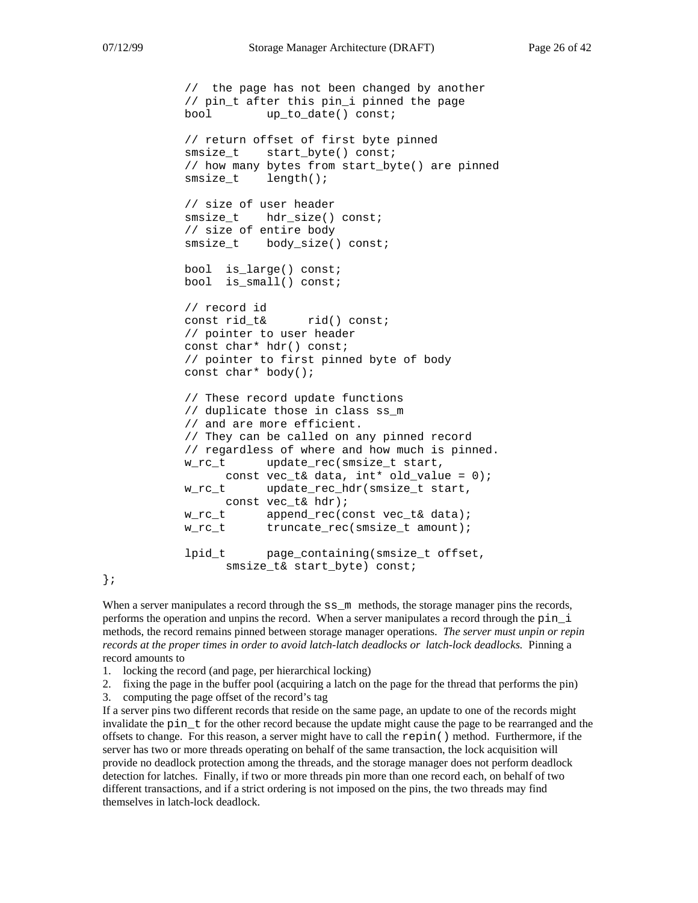```
    //  the page has not been changed by another
    // pin_t after this pin_i pinned the page
    bool        up_to_date() const;

    // return offset of first byte pinned
    smsize_t    start_byte() const;
    // how many bytes from start_byte() are pinned
    smsize_t    length();

    // size of user header
    smsize_t    hdr_size() const;
    // size of entire body
    smsize_t    body_size() const;

    bool  is_large() const;
    bool  is_small() const;

    // record id
    const rid_t&      rid() const;
    // pointer to user header
    const char* hdr() const;
    // pointer to first pinned byte of body
    const char* body();

    // These record update functions
    // duplicate those in class ss_m
    // and are more efficient.
    // They can be called on any pinned record
    // regardless of where and how much is pinned.
    w_rc_t      update_rec(smsize_t start,
          const vec_t& data, int* old_value = 0);
    w_rc_t      update_rec_hdr(smsize_t start,
          const vec_t& hdr);
    w_rc_t      append_rec(const vec_t& data);
    w_rc_t      truncate_rec(smsize_t amount);

    lpid_t      page_containing(smsize_t offset,
          smsize_t& start_byte) const;
};
```

When a server manipulates a record through the `ss_m` methods, the storage manager pins the records, performs the operation and unpins the record. When a server manipulates a record through the `pin_i` methods, the record remains pinned between storage manager operations. *The server must unpin or repin records at the proper times in order to avoid latch-latch deadlocks or latch-lock deadlocks.* Pinning a record amounts to

1. locking the record (and page, per hierarchical locking)
2. fixing the page in the buffer pool (acquiring a latch on the page for the thread that performs the pin)
3. computing the page offset of the record's tag

If a server pins two different records that reside on the same page, an update to one of the records might invalidate the `pin_t` for the other record because the update might cause the page to be rearranged and the offsets to change. For this reason, a server might have to call the `repin()` method. Furthermore, if the server has two or more threads operating on behalf of the same transaction, the lock acquisition will provide no deadlock protection among the threads, and the storage manager does not perform deadlock detection for latches. Finally, if two or more threads pin more than one record each, on behalf of two different transactions, and if a strict ordering is not imposed on the pins, the two threads may find themselves in latch-lock deadlock.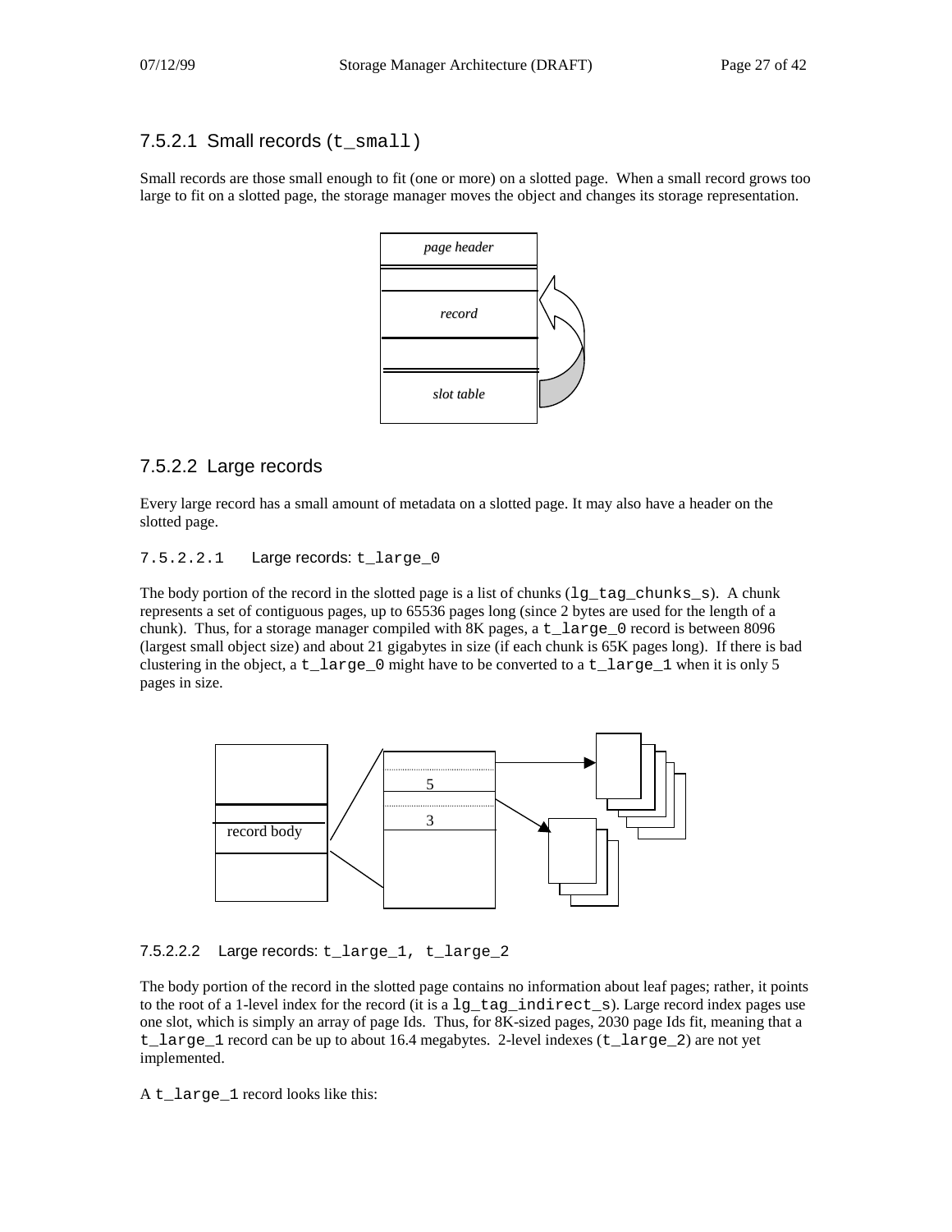### 7.5.2.1 Small records (`t_small`)

Small records are those small enough to fit (one or more) on a slotted page. When a small record grows too large to fit on a slotted page, the storage manager moves the object and changes its storage representation.

### 7.5.2.2 Large records

Every large record has a small amount of metadata on a slotted page. It may also have a header on the slotted page.

#### 7.5.2.2.1 Large records: `t_large_0`

The body portion of the record in the slotted page is a list of chunks (`lg_tag_chunks_s`). A chunk represents a set of contiguous pages, up to 65536 pages long (since 2 bytes are used for the length of a chunk). Thus, for a storage manager compiled with 8K pages, a `t_large_0` record is between 8096 (largest small object size) and about 21 gigabytes in size (if each chunk is 65K pages long). If there is bad clustering in the object, a `t_large_0` might have to be converted to a `t_large_1` when it is only 5 pages in size.

#### 7.5.2.2.2 Large records: `t_large_1, t_large_2`

The body portion of the record in the slotted page contains no information about leaf pages; rather, it points to the root of a 1-level index for the record (it is a `lg_tag_indirect_s`). Large record index pages use one slot, which is simply an array of page Ids. Thus, for 8K-sized pages, 2030 page Ids fit, meaning that a `t_large_1` record can be up to about 16.4 megabytes. 2-level indexes (`t_large_2`) are not yet implemented.

A `t_large_1` record looks like this: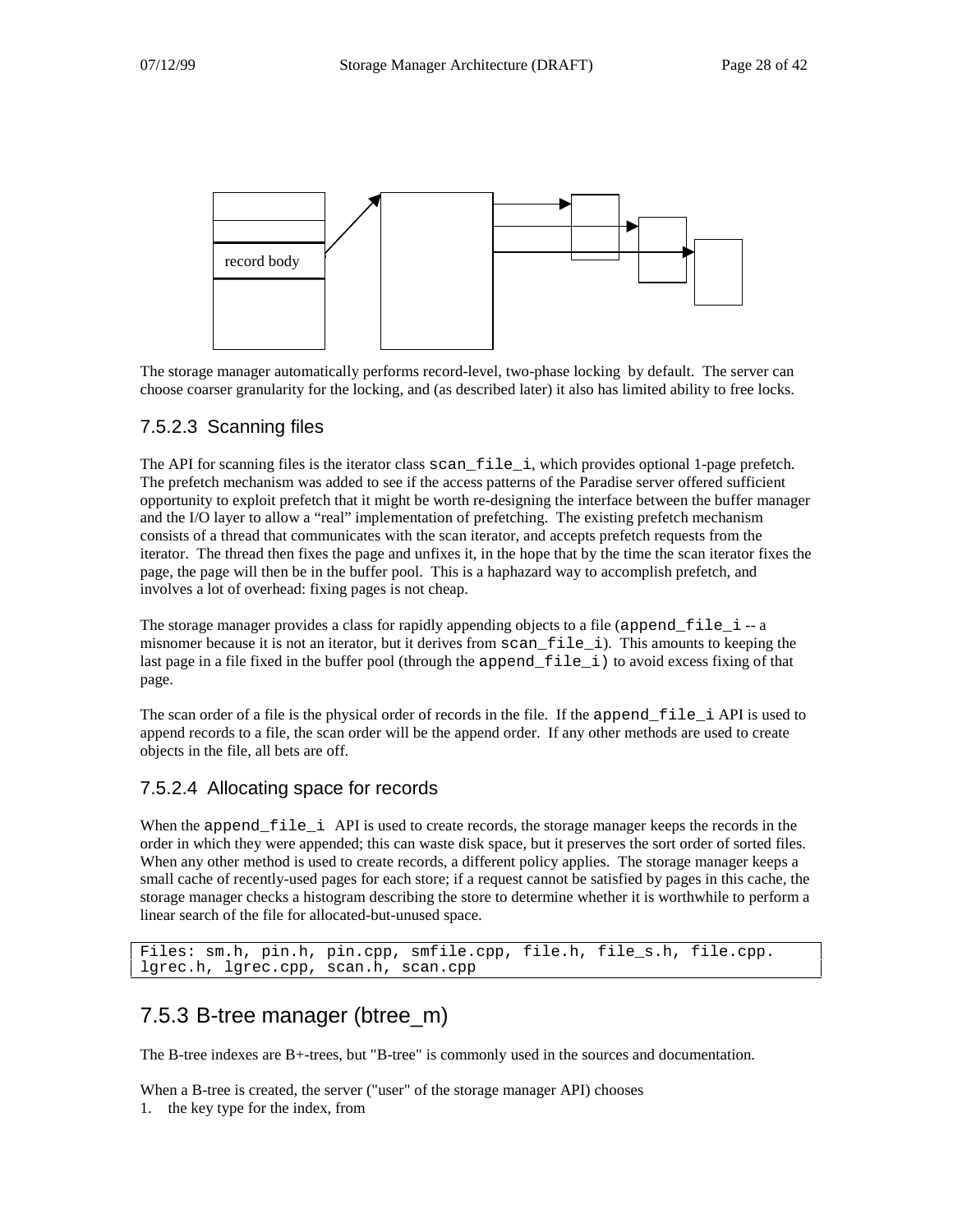record body

The storage manager automatically performs record-level, two-phase locking by default. The server can choose coarser granularity for the locking, and (as described later) it also has limited ability to free locks.

#### 7.5.2.3 Scanning files

The API for scanning files is the iterator class `scan_file_i`, which provides optional 1-page prefetch. The prefetch mechanism was added to see if the access patterns of the Paradise server offered sufficient opportunity to exploit prefetch that it might be worth re-designing the interface between the buffer manager and the I/O layer to allow a "real" implementation of prefetching. The existing prefetch mechanism consists of a thread that communicates with the scan iterator, and accepts prefetch requests from the iterator. The thread then fixes the page and unfixes it, in the hope that by the time the scan iterator fixes the page, the page will then be in the buffer pool. This is a haphazard way to accomplish prefetch, and involves a lot of overhead: fixing pages is not cheap.

The storage manager provides a class for rapidly appending objects to a file (`append_file_i` -- a misnomer because it is not an iterator, but it derives from `scan_file_i`). This amounts to keeping the last page in a file fixed in the buffer pool (through the `append_file_i`) to avoid excess fixing of that page.

The scan order of a file is the physical order of records in the file. If the `append_file_i` API is used to append records to a file, the scan order will be the append order. If any other methods are used to create objects in the file, all bets are off.

#### 7.5.2.4 Allocating space for records

When the `append_file_i` API is used to create records, the storage manager keeps the records in the order in which they were appended; this can waste disk space, but it preserves the sort order of sorted files. When any other method is used to create records, a different policy applies. The storage manager keeps a small cache of recently-used pages for each store; if a request cannot be satisfied by pages in this cache, the storage manager checks a histogram describing the store to determine whether it is worthwhile to perform a linear search of the file for allocated-but-unused space.

```
Files: sm.h, pin.h, pin.cpp, smfile.cpp, file.h, file_s.h, file.cpp.
lgrec.h, lgrec.cpp, scan.h, scan.cpp
```

### 7.5.3 B-tree manager (btree_m)

The B-tree indexes are B+-trees, but "B-tree" is commonly used in the sources and documentation.

When a B-tree is created, the server ("user" of the storage manager API) chooses

1. the key type for the index, from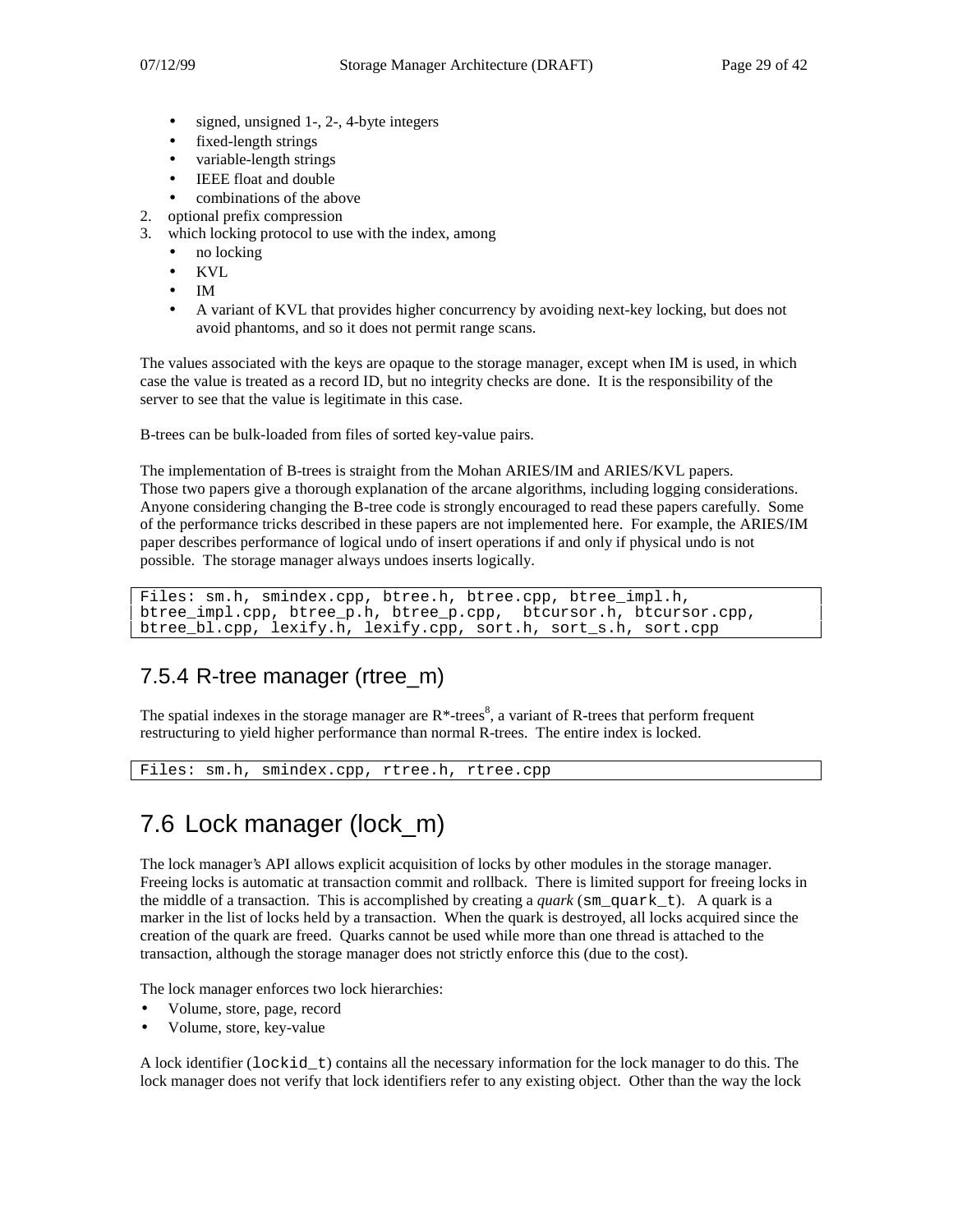- signed, unsigned 1-, 2-, 4-byte integers
- fixed-length strings
- variable-length strings
- IEEE float and double
- combinations of the above

2. optional prefix compression
3. which locking protocol to use with the index, among
   - no locking
   - KVL
   - IM
   - A variant of KVL that provides higher concurrency by avoiding next-key locking, but does not avoid phantoms, and so it does not permit range scans.

The values associated with the keys are opaque to the storage manager, except when IM is used, in which case the value is treated as a record ID, but no integrity checks are done. It is the responsibility of the server to see that the value is legitimate in this case.

B-trees can be bulk-loaded from files of sorted key-value pairs.

The implementation of B-trees is straight from the Mohan ARIES/IM and ARIES/KVL papers. Those two papers give a thorough explanation of the arcane algorithms, including logging considerations. Anyone considering changing the B-tree code is strongly encouraged to read these papers carefully. Some of the performance tricks described in these papers are not implemented here. For example, the ARIES/IM paper describes performance of logical undo of insert operations if and only if physical undo is not possible. The storage manager always undoes inserts logically.

```
Files: sm.h, smindex.cpp, btree.h, btree.cpp, btree_impl.h,
btree_impl.cpp, btree_p.h, btree_p.cpp,  btcursor.h, btcursor.cpp,
btree_bl.cpp, lexify.h, lexify.cpp, sort.h, sort_s.h, sort.cpp
```

### 7.5.4 R-tree manager (rtree_m)

The spatial indexes in the storage manager are R*-trees[8], a variant of R-trees that perform frequent restructuring to yield higher performance than normal R-trees. The entire index is locked.

```
Files: sm.h, smindex.cpp, rtree.h, rtree.cpp
```

## 7.6 Lock manager (lock_m)

The lock manager's API allows explicit acquisition of locks by other modules in the storage manager. Freeing locks is automatic at transaction commit and rollback. There is limited support for freeing locks in the middle of a transaction. This is accomplished by creating a *quark* (`sm_quark_t`). A quark is a marker in the list of locks held by a transaction. When the quark is destroyed, all locks acquired since the creation of the quark are freed. Quarks cannot be used while more than one thread is attached to the transaction, although the storage manager does not strictly enforce this (due to the cost).

The lock manager enforces two lock hierarchies:

- Volume, store, page, record
- Volume, store, key-value

A lock identifier (`lockid_t`) contains all the necessary information for the lock manager to do this. The lock manager does not verify that lock identifiers refer to any existing object. Other than the way the lock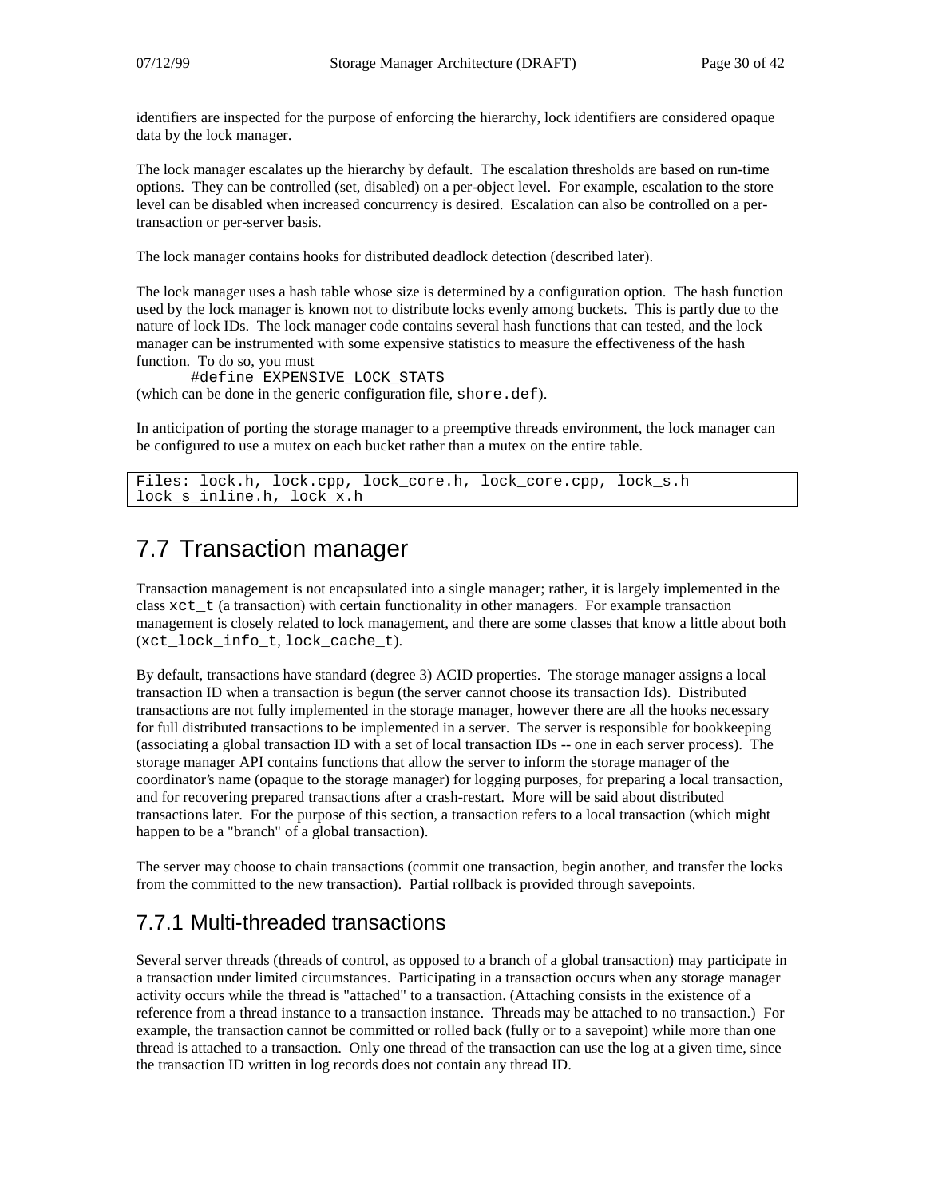identifiers are inspected for the purpose of enforcing the hierarchy, lock identifiers are considered opaque data by the lock manager.

The lock manager escalates up the hierarchy by default. The escalation thresholds are based on run-time options. They can be controlled (set, disabled) on a per-object level. For example, escalation to the store level can be disabled when increased concurrency is desired. Escalation can also be controlled on a per-transaction or per-server basis.

The lock manager contains hooks for distributed deadlock detection (described later).

The lock manager uses a hash table whose size is determined by a configuration option. The hash function used by the lock manager is known not to distribute locks evenly among buckets. This is partly due to the nature of lock IDs. The lock manager code contains several hash functions that can tested, and the lock manager can be instrumented with some expensive statistics to measure the effectiveness of the hash function. To do so, you must

```
#define EXPENSIVE_LOCK_STATS
```

(which can be done in the generic configuration file, `shore.def`).

In anticipation of porting the storage manager to a preemptive threads environment, the lock manager can be configured to use a mutex on each bucket rather than a mutex on the entire table.

```
Files: lock.h, lock.cpp, lock_core.h, lock_core.cpp, lock_s.h
lock_s_inline.h, lock_x.h
```

## 7.7 Transaction manager

Transaction management is not encapsulated into a single manager; rather, it is largely implemented in the class `xct_t` (a transaction) with certain functionality in other managers. For example transaction management is closely related to lock management, and there are some classes that know a little about both (`xct_lock_info_t`, `lock_cache_t`).

By default, transactions have standard (degree 3) ACID properties. The storage manager assigns a local transaction ID when a transaction is begun (the server cannot choose its transaction Ids). Distributed transactions are not fully implemented in the storage manager, however there are all the hooks necessary for full distributed transactions to be implemented in a server. The server is responsible for bookkeeping (associating a global transaction ID with a set of local transaction IDs -- one in each server process). The storage manager API contains functions that allow the server to inform the storage manager of the coordinator's name (opaque to the storage manager) for logging purposes, for preparing a local transaction, and for recovering prepared transactions after a crash-restart. More will be said about distributed transactions later. For the purpose of this section, a transaction refers to a local transaction (which might happen to be a "branch" of a global transaction).

The server may choose to chain transactions (commit one transaction, begin another, and transfer the locks from the committed to the new transaction). Partial rollback is provided through savepoints.

### 7.7.1 Multi-threaded transactions

Several server threads (threads of control, as opposed to a branch of a global transaction) may participate in a transaction under limited circumstances. Participating in a transaction occurs when any storage manager activity occurs while the thread is "attached" to a transaction. (Attaching consists in the existence of a reference from a thread instance to a transaction instance. Threads may be attached to no transaction.) For example, the transaction cannot be committed or rolled back (fully or to a savepoint) while more than one thread is attached to a transaction. Only one thread of the transaction can use the log at a given time, since the transaction ID written in log records does not contain any thread ID.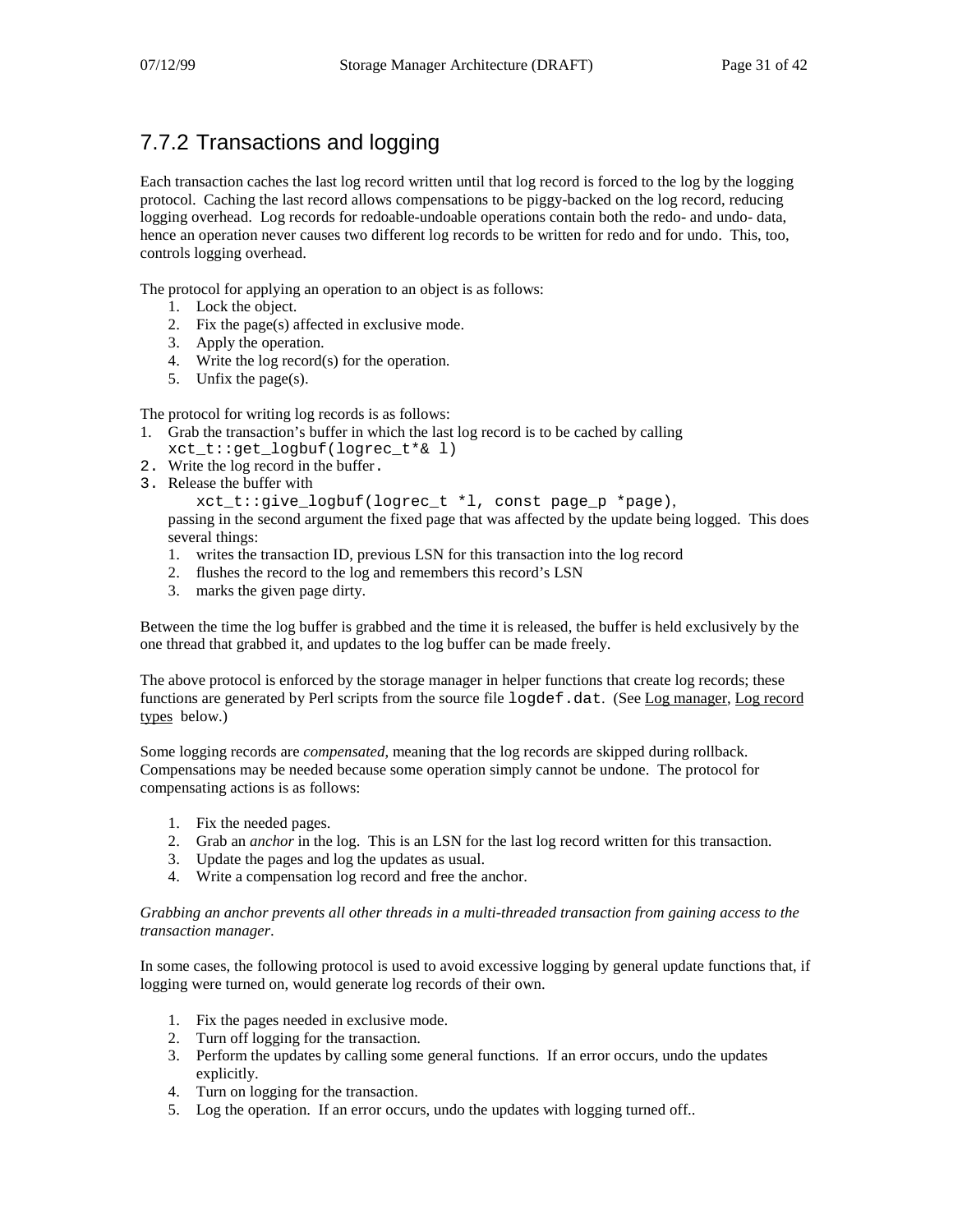## 7.7.2 Transactions and logging

Each transaction caches the last log record written until that log record is forced to the log by the logging protocol. Caching the last record allows compensations to be piggy-backed on the log record, reducing logging overhead. Log records for redoable-undoable operations contain both the redo- and undo- data, hence an operation never causes two different log records to be written for redo and for undo. This, too, controls logging overhead.

The protocol for applying an operation to an object is as follows:

1. Lock the object.
2. Fix the page(s) affected in exclusive mode.
3. Apply the operation.
4. Write the log record(s) for the operation.
5. Unfix the page(s).

The protocol for writing log records is as follows:

1. Grab the transaction's buffer in which the last log record is to be cached by calling `xct_t::get_logbuf(logrec_t*& l)`
2. Write the log record in the buffer.
3. Release the buffer with
   `xct_t::give_logbuf(logrec_t *l, const page_p *page)`,
   passing in the second argument the fixed page that was affected by the update being logged. This does several things:
   1. writes the transaction ID, previous LSN for this transaction into the log record
   2. flushes the record to the log and remembers this record's LSN
   3. marks the given page dirty.

Between the time the log buffer is grabbed and the time it is released, the buffer is held exclusively by the one thread that grabbed it, and updates to the log buffer can be made freely.

The above protocol is enforced by the storage manager in helper functions that create log records; these functions are generated by Perl scripts from the source file `logdef.dat`. (See Log manager, Log record types below.)

Some logging records are *compensated*, meaning that the log records are skipped during rollback. Compensations may be needed because some operation simply cannot be undone. The protocol for compensating actions is as follows:

1. Fix the needed pages.
2. Grab an *anchor* in the log. This is an LSN for the last log record written for this transaction.
3. Update the pages and log the updates as usual.
4. Write a compensation log record and free the anchor.

*Grabbing an anchor prevents all other threads in a multi-threaded transaction from gaining access to the transaction manager*.

In some cases, the following protocol is used to avoid excessive logging by general update functions that, if logging were turned on, would generate log records of their own.

1. Fix the pages needed in exclusive mode.
2. Turn off logging for the transaction.
3. Perform the updates by calling some general functions. If an error occurs, undo the updates explicitly.
4. Turn on logging for the transaction.
5. Log the operation. If an error occurs, undo the updates with logging turned off..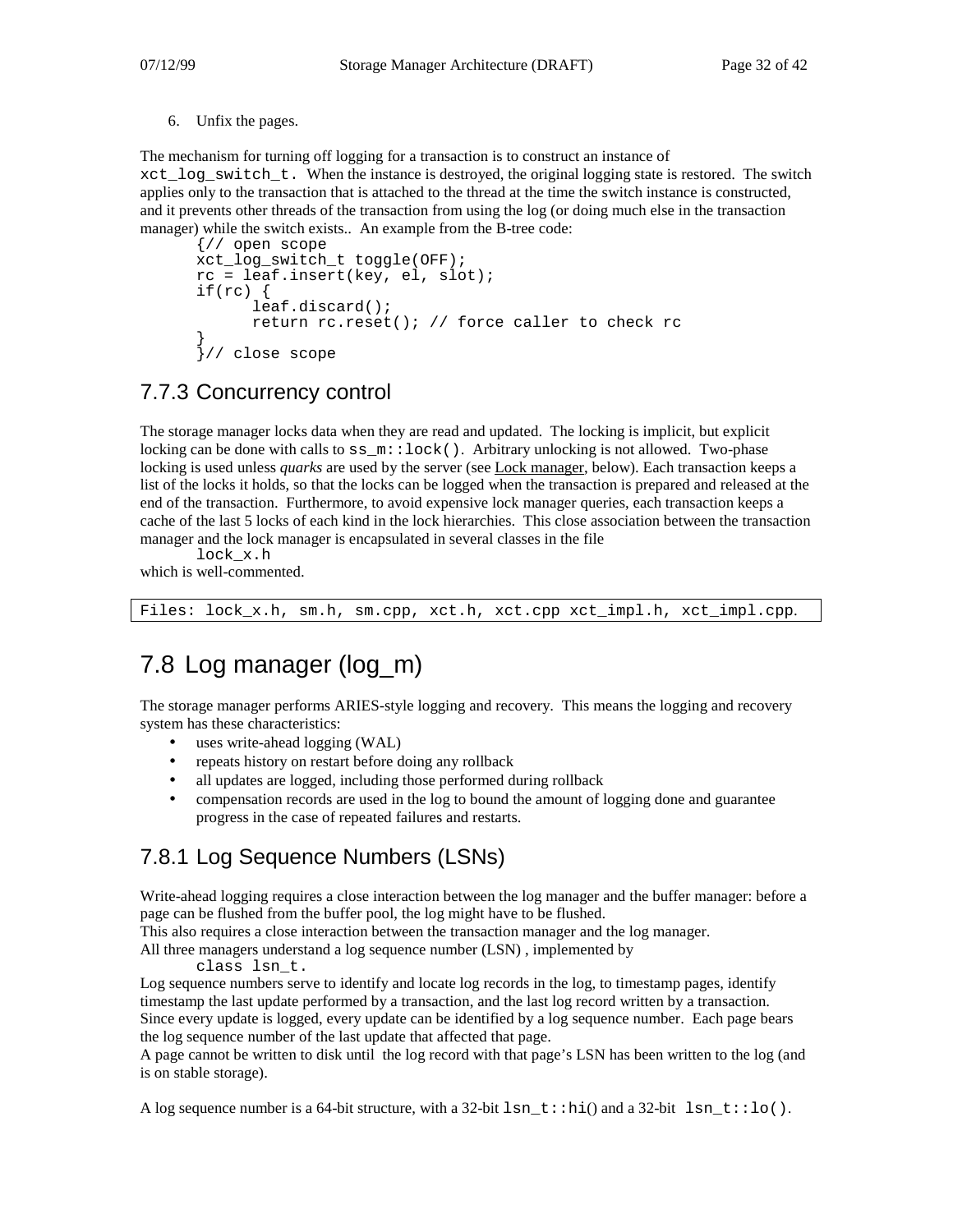6. Unfix the pages.

The mechanism for turning off logging for a transaction is to construct an instance of `xct_log_switch_t`. When the instance is destroyed, the original logging state is restored. The switch applies only to the transaction that is attached to the thread at the time the switch instance is constructed, and it prevents other threads of the transaction from using the log (or doing much else in the transaction manager) while the switch exists.. An example from the B-tree code:

```
{// open scope
xct_log_switch_t toggle(OFF);
rc = leaf.insert(key, el, slot);
if(rc) {
      leaf.discard();
      return rc.reset(); // force caller to check rc
}
}// close scope
```

## 7.7.3 Concurrency control

The storage manager locks data when they are read and updated. The locking is implicit, but explicit locking can be done with calls to `ss_m::lock()`. Arbitrary unlocking is not allowed. Two-phase locking is used unless *quarks* are used by the server (see Lock manager, below). Each transaction keeps a list of the locks it holds, so that the locks can be logged when the transaction is prepared and released at the end of the transaction. Furthermore, to avoid expensive lock manager queries, each transaction keeps a cache of the last 5 locks of each kind in the lock hierarchies. This close association between the transaction manager and the lock manager is encapsulated in several classes in the file

    lock_x.h

which is well-commented.

```
Files: lock_x.h, sm.h, sm.cpp, xct.h, xct.cpp xct_impl.h, xct_impl.cpp.
```

# 7.8 Log manager (log_m)

The storage manager performs ARIES-style logging and recovery. This means the logging and recovery system has these characteristics:

- uses write-ahead logging (WAL)
- repeats history on restart before doing any rollback
- all updates are logged, including those performed during rollback
- compensation records are used in the log to bound the amount of logging done and guarantee progress in the case of repeated failures and restarts.

## 7.8.1 Log Sequence Numbers (LSNs)

Write-ahead logging requires a close interaction between the log manager and the buffer manager: before a page can be flushed from the buffer pool, the log might have to be flushed.
This also requires a close interaction between the transaction manager and the log manager.
All three managers understand a log sequence number (LSN) , implemented by

    class lsn_t.

Log sequence numbers serve to identify and locate log records in the log, to timestamp pages, identify timestamp the last update performed by a transaction, and the last log record written by a transaction. Since every update is logged, every update can be identified by a log sequence number. Each page bears the log sequence number of the last update that affected that page.
A page cannot be written to disk until the log record with that page's LSN has been written to the log (and is on stable storage).

A log sequence number is a 64-bit structure, with a 32-bit `lsn_t::hi()` and a 32-bit `lsn_t::lo()`.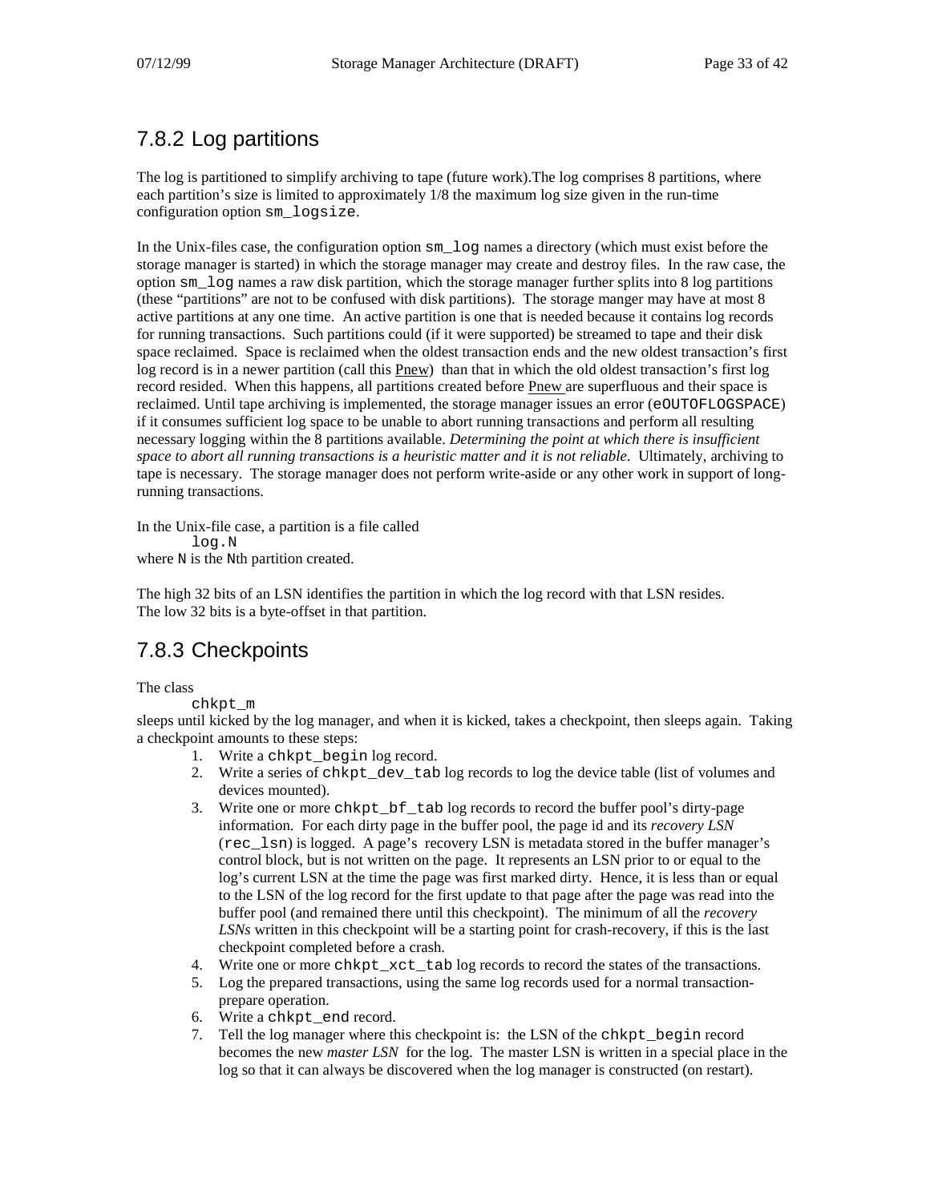## 7.8.2 Log partitions

The log is partitioned to simplify archiving to tape (future work).The log comprises 8 partitions, where each partition's size is limited to approximately 1/8 the maximum log size given in the run-time configuration option `sm_logsize`.

In the Unix-files case, the configuration option `sm_log` names a directory (which must exist before the storage manager is started) in which the storage manager may create and destroy files. In the raw case, the option `sm_log` names a raw disk partition, which the storage manager further splits into 8 log partitions (these "partitions" are not to be confused with disk partitions). The storage manger may have at most 8 active partitions at any one time. An active partition is one that is needed because it contains log records for running transactions. Such partitions could (if it were supported) be streamed to tape and their disk space reclaimed. Space is reclaimed when the oldest transaction ends and the new oldest transaction's first log record is in a newer partition (call this Pnew) than that in which the old oldest transaction's first log record resided. When this happens, all partitions created before Pnew are superfluous and their space is reclaimed. Until tape archiving is implemented, the storage manager issues an error (`eOUTOFLOGSPACE`) if it consumes sufficient log space to be unable to abort running transactions and perform all resulting necessary logging within the 8 partitions available. *Determining the point at which there is insufficient space to abort all running transactions is a heuristic matter and it is not reliable.* Ultimately, archiving to tape is necessary. The storage manager does not perform write-aside or any other work in support of long-running transactions.

In the Unix-file case, a partition is a file called

```
log.N
```

where N is the Nth partition created.

The high 32 bits of an LSN identifies the partition in which the log record with that LSN resides.
The low 32 bits is a byte-offset in that partition.

## 7.8.3 Checkpoints

The class

```
chkpt_m
```

sleeps until kicked by the log manager, and when it is kicked, takes a checkpoint, then sleeps again. Taking a checkpoint amounts to these steps:

1. Write a `chkpt_begin` log record.
2. Write a series of `chkpt_dev_tab` log records to log the device table (list of volumes and devices mounted).
3. Write one or more `chkpt_bf_tab` log records to record the buffer pool's dirty-page information. For each dirty page in the buffer pool, the page id and its *recovery LSN* (`rec_lsn`) is logged. A page's recovery LSN is metadata stored in the buffer manager's control block, but is not written on the page. It represents an LSN prior to or equal to the log's current LSN at the time the page was first marked dirty. Hence, it is less than or equal to the LSN of the log record for the first update to that page after the page was read into the buffer pool (and remained there until this checkpoint). The minimum of all the *recovery LSNs* written in this checkpoint will be a starting point for crash-recovery, if this is the last checkpoint completed before a crash.
4. Write one or more `chkpt_xct_tab` log records to record the states of the transactions.
5. Log the prepared transactions, using the same log records used for a normal transaction-prepare operation.
6. Write a `chkpt_end` record.
7. Tell the log manager where this checkpoint is: the LSN of the `chkpt_begin` record becomes the new *master LSN* for the log. The master LSN is written in a special place in the log so that it can always be discovered when the log manager is constructed (on restart).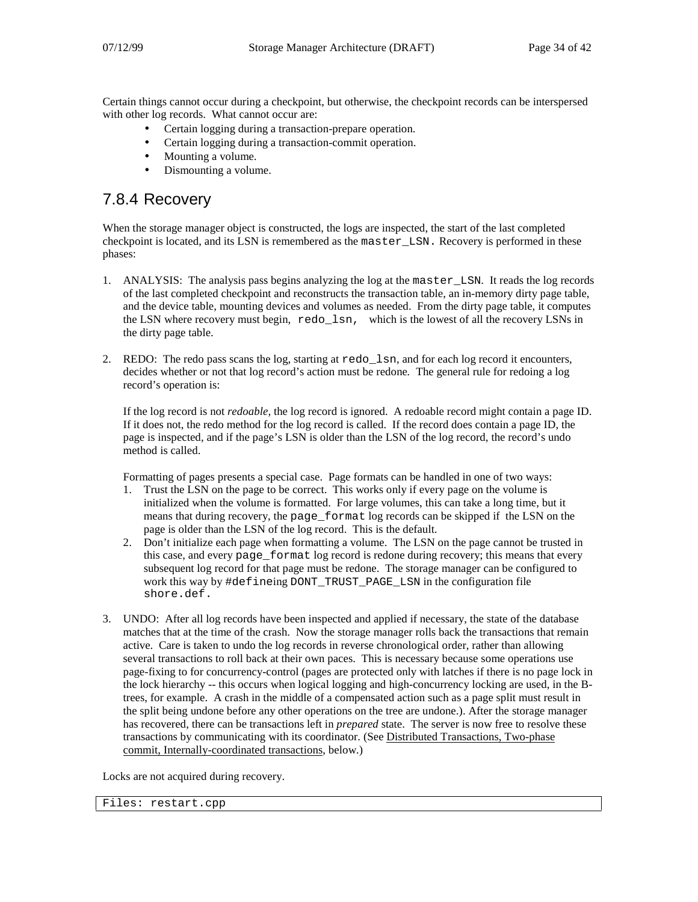Certain things cannot occur during a checkpoint, but otherwise, the checkpoint records can be interspersed with other log records. What cannot occur are:

- Certain logging during a transaction-prepare operation.
- Certain logging during a transaction-commit operation.
- Mounting a volume.
- Dismounting a volume.

### 7.8.4 Recovery

When the storage manager object is constructed, the logs are inspected, the start of the last completed checkpoint is located, and its LSN is remembered as the `master_LSN.` Recovery is performed in these phases:

1. ANALYSIS: The analysis pass begins analyzing the log at the `master_LSN`. It reads the log records of the last completed checkpoint and reconstructs the transaction table, an in-memory dirty page table, and the device table, mounting devices and volumes as needed. From the dirty page table, it computes the LSN where recovery must begin, `redo_lsn,` which is the lowest of all the recovery LSNs in the dirty page table.

2. REDO: The redo pass scans the log, starting at `redo_lsn`, and for each log record it encounters, decides whether or not that log record's action must be redone. The general rule for redoing a log record's operation is:

   If the log record is not *redoable*, the log record is ignored. A redoable record might contain a page ID. If it does not, the redo method for the log record is called. If the record does contain a page ID, the page is inspected, and if the page's LSN is older than the LSN of the log record, the record's undo method is called.

   Formatting of pages presents a special case. Page formats can be handled in one of two ways:
   1. Trust the LSN on the page to be correct. This works only if every page on the volume is initialized when the volume is formatted. For large volumes, this can take a long time, but it means that during recovery, the `page_format` log records can be skipped if the LSN on the page is older than the LSN of the log record. This is the default.
   2. Don't initialize each page when formatting a volume. The LSN on the page cannot be trusted in this case, and every `page_format` log record is redone during recovery; this means that every subsequent log record for that page must be redone. The storage manager can be configured to work this way by `#define`ing `DONT_TRUST_PAGE_LSN` in the configuration file `shore.def.`

3. UNDO: After all log records have been inspected and applied if necessary, the state of the database matches that at the time of the crash. Now the storage manager rolls back the transactions that remain active. Care is taken to undo the log records in reverse chronological order, rather than allowing several transactions to roll back at their own paces. This is necessary because some operations use page-fixing to for concurrency-control (pages are protected only with latches if there is no page lock in the lock hierarchy -- this occurs when logical logging and high-concurrency locking are used, in the B-trees, for example. A crash in the middle of a compensated action such as a page split must result in the split being undone before any other operations on the tree are undone.). After the storage manager has recovered, there can be transactions left in *prepared* state. The server is now free to resolve these transactions by communicating with its coordinator. (See Distributed Transactions, Two-phase commit, Internally-coordinated transactions, below.)

Locks are not acquired during recovery.

```
Files: restart.cpp
```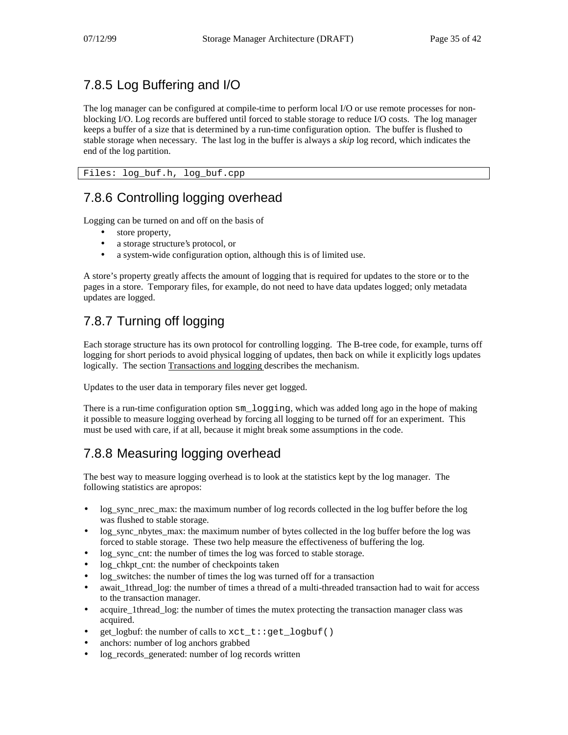## 7.8.5 Log Buffering and I/O

The log manager can be configured at compile-time to perform local I/O or use remote processes for non-blocking I/O. Log records are buffered until forced to stable storage to reduce I/O costs. The log manager keeps a buffer of a size that is determined by a run-time configuration option. The buffer is flushed to stable storage when necessary. The last log in the buffer is always a *skip* log record, which indicates the end of the log partition.

```
Files: log_buf.h, log_buf.cpp
```

## 7.8.6 Controlling logging overhead

Logging can be turned on and off on the basis of

- store property,
- a storage structure's protocol, or
- a system-wide configuration option, although this is of limited use.

A store's property greatly affects the amount of logging that is required for updates to the store or to the pages in a store. Temporary files, for example, do not need to have data updates logged; only metadata updates are logged.

## 7.8.7 Turning off logging

Each storage structure has its own protocol for controlling logging. The B-tree code, for example, turns off logging for short periods to avoid physical logging of updates, then back on while it explicitly logs updates logically. The section Transactions and logging describes the mechanism.

Updates to the user data in temporary files never get logged.

There is a run-time configuration option `sm_logging`, which was added long ago in the hope of making it possible to measure logging overhead by forcing all logging to be turned off for an experiment. This must be used with care, if at all, because it might break some assumptions in the code.

## 7.8.8 Measuring logging overhead

The best way to measure logging overhead is to look at the statistics kept by the log manager. The following statistics are apropos:

- log_sync_nrec_max: the maximum number of log records collected in the log buffer before the log was flushed to stable storage.
- log_sync_nbytes_max: the maximum number of bytes collected in the log buffer before the log was forced to stable storage. These two help measure the effectiveness of buffering the log.
- log_sync_cnt: the number of times the log was forced to stable storage.
- log_chkpt_cnt: the number of checkpoints taken
- log_switches: the number of times the log was turned off for a transaction
- await_1thread_log: the number of times a thread of a multi-threaded transaction had to wait for access to the transaction manager.
- acquire_1thread_log: the number of times the mutex protecting the transaction manager class was acquired.
- get_logbuf: the number of calls to `xct_t::get_logbuf()`
- anchors: number of log anchors grabbed
- log_records_generated: number of log records written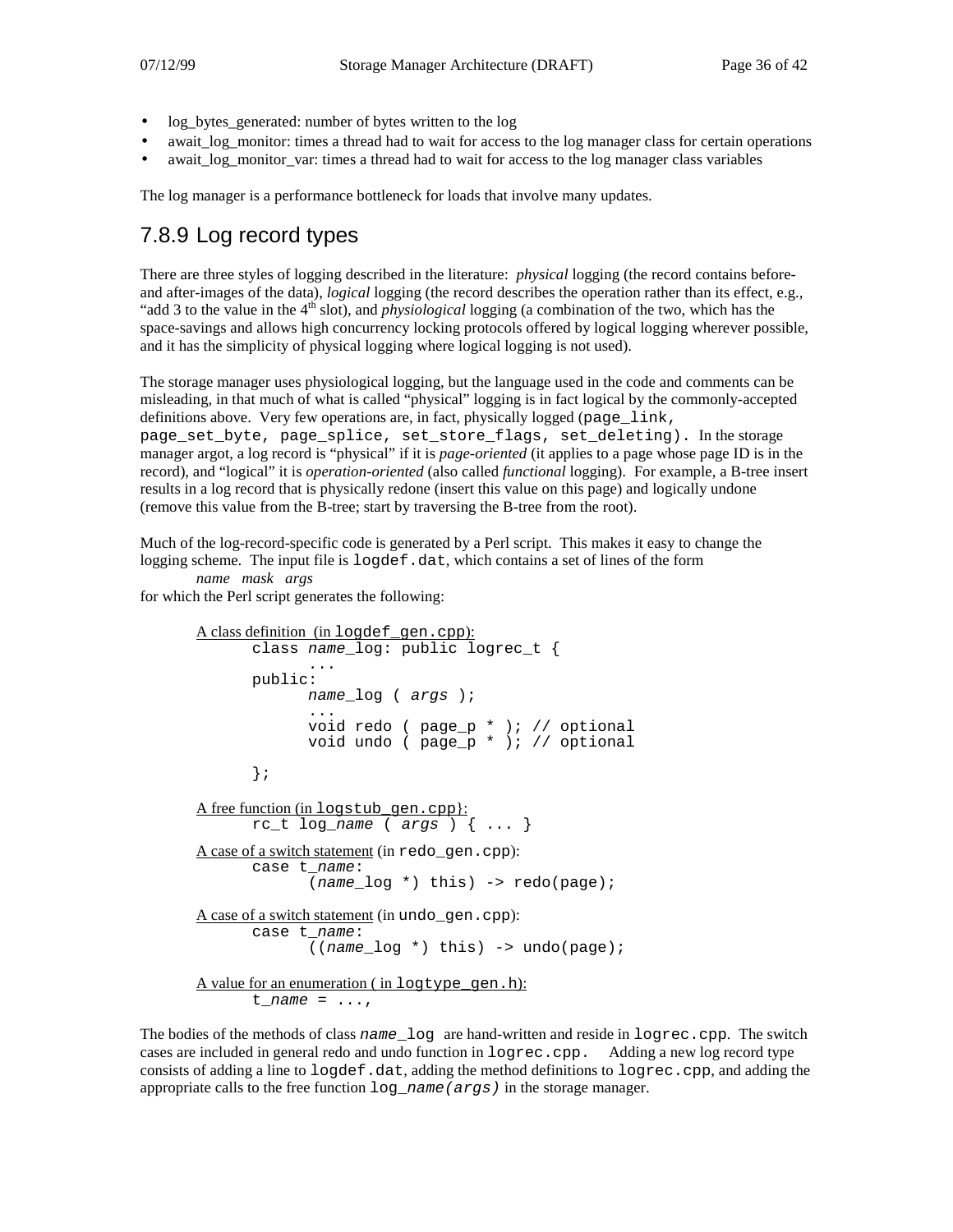- log_bytes_generated: number of bytes written to the log
- await_log_monitor: times a thread had to wait for access to the log manager class for certain operations
- await_log_monitor_var: times a thread had to wait for access to the log manager class variables

The log manager is a performance bottleneck for loads that involve many updates.

### 7.8.9 Log record types

There are three styles of logging described in the literature: *physical* logging (the record contains before- and after-images of the data), *logical* logging (the record describes the operation rather than its effect, e.g., "add 3 to the value in the 4th slot), and *physiological* logging (a combination of the two, which has the space-savings and allows high concurrency locking protocols offered by logical logging wherever possible, and it has the simplicity of physical logging where logical logging is not used).

The storage manager uses physiological logging, but the language used in the code and comments can be misleading, in that much of what is called "physical" logging is in fact logical by the commonly-accepted definitions above. Very few operations are, in fact, physically logged (`page_link, page_set_byte, page_splice, set_store_flags, set_deleting).` In the storage manager argot, a log record is "physical" if it is *page-oriented* (it applies to a page whose page ID is in the record), and "logical" it is *operation-oriented* (also called *functional* logging). For example, a B-tree insert results in a log record that is physically redone (insert this value on this page) and logically undone (remove this value from the B-tree; start by traversing the B-tree from the root).

Much of the log-record-specific code is generated by a Perl script. This makes it easy to change the logging scheme. The input file is `logdef.dat`, which contains a set of lines of the form

*name mask args*

for which the Perl script generates the following:

A class definition (in `logdef_gen.cpp`):

```
class name_log: public logrec_t {
      ...
public:
      name_log ( args );
      ...
      void redo ( page_p * ); // optional
      void undo ( page_p * ); // optional

};
```

A free function (in `logstub_gen.cpp`):

```
rc_t log_name ( args ) { ... }
```

A case of a switch statement (in `redo_gen.cpp`):

```
case t_name:
      (name_log *) this) -> redo(page);
```

A case of a switch statement (in `undo_gen.cpp`):

```
case t_name:
      ((name_log *) this) -> undo(page);
```

A value for an enumeration ( in `logtype_gen.h`):

```
t_name = ...,
```

The bodies of the methods of class `name_log` are hand-written and reside in `logrec.cpp`. The switch cases are included in general redo and undo function in `logrec.cpp.` Adding a new log record type consists of adding a line to `logdef.dat`, adding the method definitions to `logrec.cpp`, and adding the appropriate calls to the free function `log_name(args)` in the storage manager.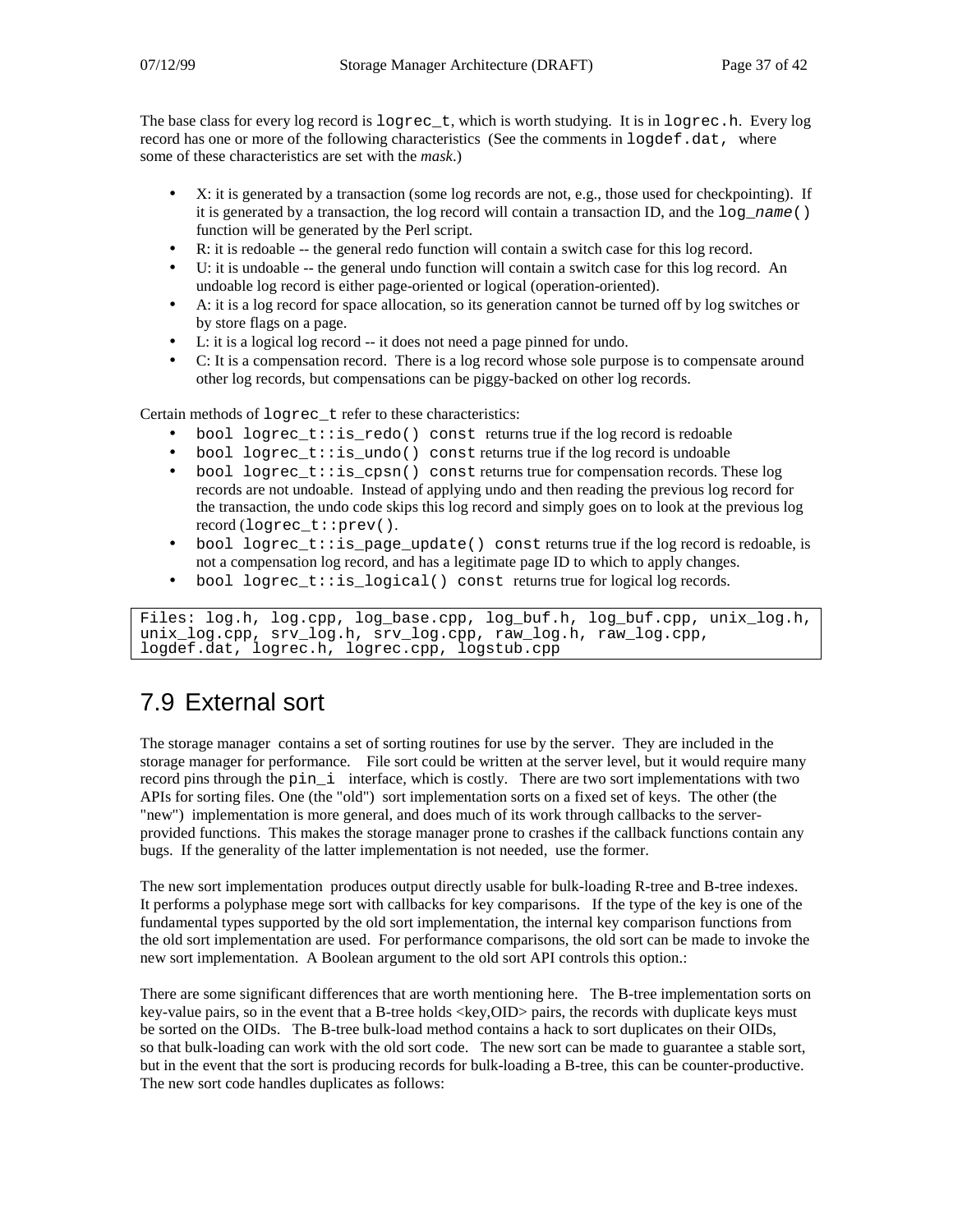The base class for every log record is `logrec_t`, which is worth studying. It is in `logrec.h`. Every log record has one or more of the following characteristics (See the comments in `logdef.dat,` where some of these characteristics are set with the *mask*.)

- X: it is generated by a transaction (some log records are not, e.g., those used for checkpointing). If it is generated by a transaction, the log record will contain a transaction ID, and the `log_`*`name`*`()` function will be generated by the Perl script.
- R: it is redoable -- the general redo function will contain a switch case for this log record.
- U: it is undoable -- the general undo function will contain a switch case for this log record. An undoable log record is either page-oriented or logical (operation-oriented).
- A: it is a log record for space allocation, so its generation cannot be turned off by log switches or by store flags on a page.
- L: it is a logical log record -- it does not need a page pinned for undo.
- C: It is a compensation record. There is a log record whose sole purpose is to compensate around other log records, but compensations can be piggy-backed on other log records.

Certain methods of `logrec_t` refer to these characteristics:

- `bool logrec_t::is_redo() const` returns true if the log record is redoable
- `bool logrec_t::is_undo() const` returns true if the log record is undoable
- `bool logrec_t::is_cpsn() const` returns true for compensation records. These log records are not undoable. Instead of applying undo and then reading the previous log record for the transaction, the undo code skips this log record and simply goes on to look at the previous log record (`logrec_t::prev()`.
- `bool logrec_t::is_page_update() const` returns true if the log record is redoable, is not a compensation log record, and has a legitimate page ID to which to apply changes.
- `bool logrec_t::is_logical() const` returns true for logical log records.

```
Files: log.h, log.cpp, log_base.cpp, log_buf.h, log_buf.cpp, unix_log.h,
unix_log.cpp, srv_log.h, srv_log.cpp, raw_log.h, raw_log.cpp,
logdef.dat, logrec.h, logrec.cpp, logstub.cpp
```

## 7.9 External sort

The storage manager contains a set of sorting routines for use by the server. They are included in the storage manager for performance. File sort could be written at the server level, but it would require many record pins through the `pin_i` interface, which is costly. There are two sort implementations with two APIs for sorting files. One (the "old") sort implementation sorts on a fixed set of keys. The other (the "new") implementation is more general, and does much of its work through callbacks to the server-provided functions. This makes the storage manager prone to crashes if the callback functions contain any bugs. If the generality of the latter implementation is not needed, use the former.

The new sort implementation produces output directly usable for bulk-loading R-tree and B-tree indexes. It performs a polyphase mege sort with callbacks for key comparisons. If the type of the key is one of the fundamental types supported by the old sort implementation, the internal key comparison functions from the old sort implementation are used. For performance comparisons, the old sort can be made to invoke the new sort implementation. A Boolean argument to the old sort API controls this option.:

There are some significant differences that are worth mentioning here. The B-tree implementation sorts on key-value pairs, so in the event that a B-tree holds <key,OID> pairs, the records with duplicate keys must be sorted on the OIDs. The B-tree bulk-load method contains a hack to sort duplicates on their OIDs, so that bulk-loading can work with the old sort code. The new sort can be made to guarantee a stable sort, but in the event that the sort is producing records for bulk-loading a B-tree, this can be counter-productive. The new sort code handles duplicates as follows: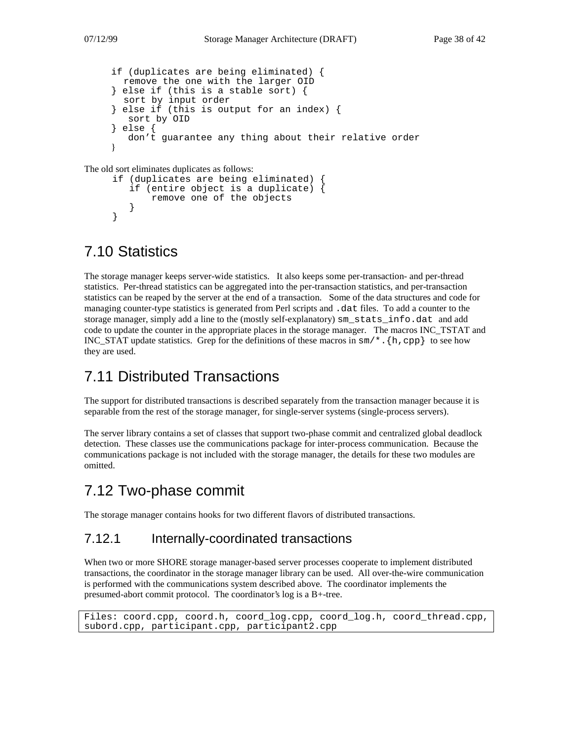```
if (duplicates are being eliminated) {
  remove the one with the larger OID
} else if (this is a stable sort) {
  sort by input order
} else if (this is output for an index) {
   sort by OID
} else {
   don't guarantee any thing about their relative order
}
```

The old sort eliminates duplicates as follows:

```
if (duplicates are being eliminated) {
   if (entire object is a duplicate) {
       remove one of the objects
   }
}
```

## 7.10 Statistics

The storage manager keeps server-wide statistics. It also keeps some per-transaction- and per-thread statistics. Per-thread statistics can be aggregated into the per-transaction statistics, and per-transaction statistics can be reaped by the server at the end of a transaction. Some of the data structures and code for managing counter-type statistics is generated from Perl scripts and `.dat` files. To add a counter to the storage manager, simply add a line to the (mostly self-explanatory) `sm_stats_info.dat` and add code to update the counter in the appropriate places in the storage manager. The macros INC_TSTAT and INC_STAT update statistics. Grep for the definitions of these macros in `sm/*.{h,cpp}` to see how they are used.

## 7.11 Distributed Transactions

The support for distributed transactions is described separately from the transaction manager because it is separable from the rest of the storage manager, for single-server systems (single-process servers).

The server library contains a set of classes that support two-phase commit and centralized global deadlock detection. These classes use the communications package for inter-process communication. Because the communications package is not included with the storage manager, the details for these two modules are omitted.

## 7.12 Two-phase commit

The storage manager contains hooks for two different flavors of distributed transactions.

### 7.12.1 Internally-coordinated transactions

When two or more SHORE storage manager-based server processes cooperate to implement distributed transactions, the coordinator in the storage manager library can be used. All over-the-wire communication is performed with the communications system described above. The coordinator implements the presumed-abort commit protocol. The coordinator's log is a B+-tree.

```
Files: coord.cpp, coord.h, coord_log.cpp, coord_log.h, coord_thread.cpp,
subord.cpp, participant.cpp, participant2.cpp
```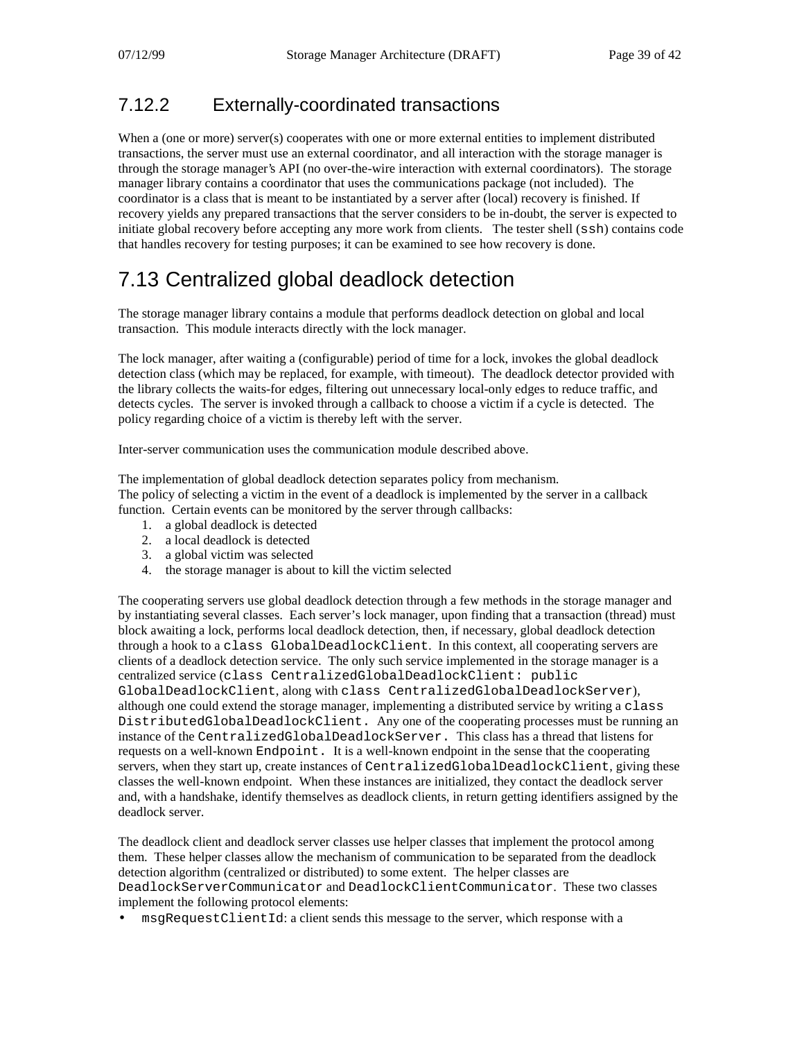### 7.12.2 Externally-coordinated transactions

When a (one or more) server(s) cooperates with one or more external entities to implement distributed transactions, the server must use an external coordinator, and all interaction with the storage manager is through the storage manager's API (no over-the-wire interaction with external coordinators). The storage manager library contains a coordinator that uses the communications package (not included). The coordinator is a class that is meant to be instantiated by a server after (local) recovery is finished. If recovery yields any prepared transactions that the server considers to be in-doubt, the server is expected to initiate global recovery before accepting any more work from clients. The tester shell (`ssh`) contains code that handles recovery for testing purposes; it can be examined to see how recovery is done.

## 7.13 Centralized global deadlock detection

The storage manager library contains a module that performs deadlock detection on global and local transaction. This module interacts directly with the lock manager.

The lock manager, after waiting a (configurable) period of time for a lock, invokes the global deadlock detection class (which may be replaced, for example, with timeout). The deadlock detector provided with the library collects the waits-for edges, filtering out unnecessary local-only edges to reduce traffic, and detects cycles. The server is invoked through a callback to choose a victim if a cycle is detected. The policy regarding choice of a victim is thereby left with the server.

Inter-server communication uses the communication module described above.

The implementation of global deadlock detection separates policy from mechanism.
The policy of selecting a victim in the event of a deadlock is implemented by the server in a callback function. Certain events can be monitored by the server through callbacks:

1. a global deadlock is detected
2. a local deadlock is detected
3. a global victim was selected
4. the storage manager is about to kill the victim selected

The cooperating servers use global deadlock detection through a few methods in the storage manager and by instantiating several classes. Each server's lock manager, upon finding that a transaction (thread) must block awaiting a lock, performs local deadlock detection, then, if necessary, global deadlock detection through a hook to a `class GlobalDeadlockClient`. In this context, all cooperating servers are clients of a deadlock detection service. The only such service implemented in the storage manager is a centralized service (`class CentralizedGlobalDeadlockClient: public GlobalDeadlockClient`, along with `class CentralizedGlobalDeadlockServer`), although one could extend the storage manager, implementing a distributed service by writing a `class DistributedGlobalDeadlockClient.` Any one of the cooperating processes must be running an instance of the `CentralizedGlobalDeadlockServer.` This class has a thread that listens for requests on a well-known `Endpoint.` It is a well-known endpoint in the sense that the cooperating servers, when they start up, create instances of `CentralizedGlobalDeadlockClient`, giving these classes the well-known endpoint. When these instances are initialized, they contact the deadlock server and, with a handshake, identify themselves as deadlock clients, in return getting identifiers assigned by the deadlock server.

The deadlock client and deadlock server classes use helper classes that implement the protocol among them. These helper classes allow the mechanism of communication to be separated from the deadlock detection algorithm (centralized or distributed) to some extent. The helper classes are `DeadlockServerCommunicator` and `DeadlockClientCommunicator`. These two classes implement the following protocol elements:

- `msgRequestClientId`: a client sends this message to the server, which response with a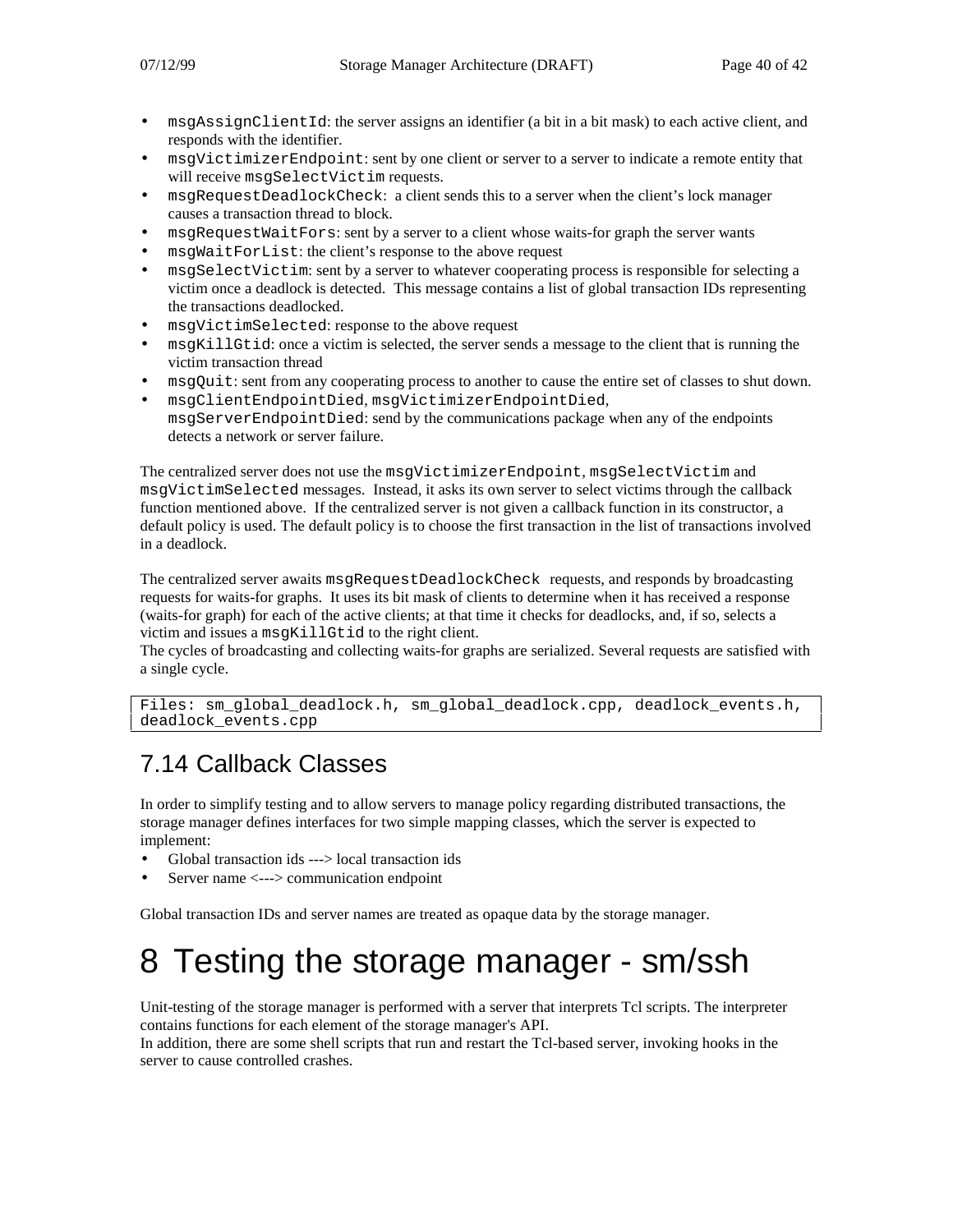- `msgAssignClientId`: the server assigns an identifier (a bit in a bit mask) to each active client, and responds with the identifier.
- `msgVictimizerEndpoint`: sent by one client or server to a server to indicate a remote entity that will receive `msgSelectVictim` requests.
- `msgRequestDeadlockCheck`: a client sends this to a server when the client's lock manager causes a transaction thread to block.
- `msgRequestWaitFors`: sent by a server to a client whose waits-for graph the server wants
- `msgWaitForList`: the client's response to the above request
- `msgSelectVictim`: sent by a server to whatever cooperating process is responsible for selecting a victim once a deadlock is detected. This message contains a list of global transaction IDs representing the transactions deadlocked.
- `msgVictimSelected`: response to the above request
- `msgKillGtid`: once a victim is selected, the server sends a message to the client that is running the victim transaction thread
- `msgQuit`: sent from any cooperating process to another to cause the entire set of classes to shut down.
- `msgClientEndpointDied`, `msgVictimizerEndpointDied`, `msgServerEndpointDied`: send by the communications package when any of the endpoints detects a network or server failure.

The centralized server does not use the `msgVictimizerEndpoint`, `msgSelectVictim` and `msgVictimSelected` messages. Instead, it asks its own server to select victims through the callback function mentioned above. If the centralized server is not given a callback function in its constructor, a default policy is used. The default policy is to choose the first transaction in the list of transactions involved in a deadlock.

The centralized server awaits `msgRequestDeadlockCheck` requests, and responds by broadcasting requests for waits-for graphs. It uses its bit mask of clients to determine when it has received a response (waits-for graph) for each of the active clients; at that time it checks for deadlocks, and, if so, selects a victim and issues a `msgKillGtid` to the right client.
The cycles of broadcasting and collecting waits-for graphs are serialized. Several requests are satisfied with a single cycle.

```
Files: sm_global_deadlock.h, sm_global_deadlock.cpp, deadlock_events.h,
deadlock_events.cpp
```

## 7.14 Callback Classes

In order to simplify testing and to allow servers to manage policy regarding distributed transactions, the storage manager defines interfaces for two simple mapping classes, which the server is expected to implement:

- Global transaction ids ---> local transaction ids
- Server name <---> communication endpoint

Global transaction IDs and server names are treated as opaque data by the storage manager.

# 8 Testing the storage manager - sm/ssh

Unit-testing of the storage manager is performed with a server that interprets Tcl scripts. The interpreter contains functions for each element of the storage manager's API.
In addition, there are some shell scripts that run and restart the Tcl-based server, invoking hooks in the server to cause controlled crashes.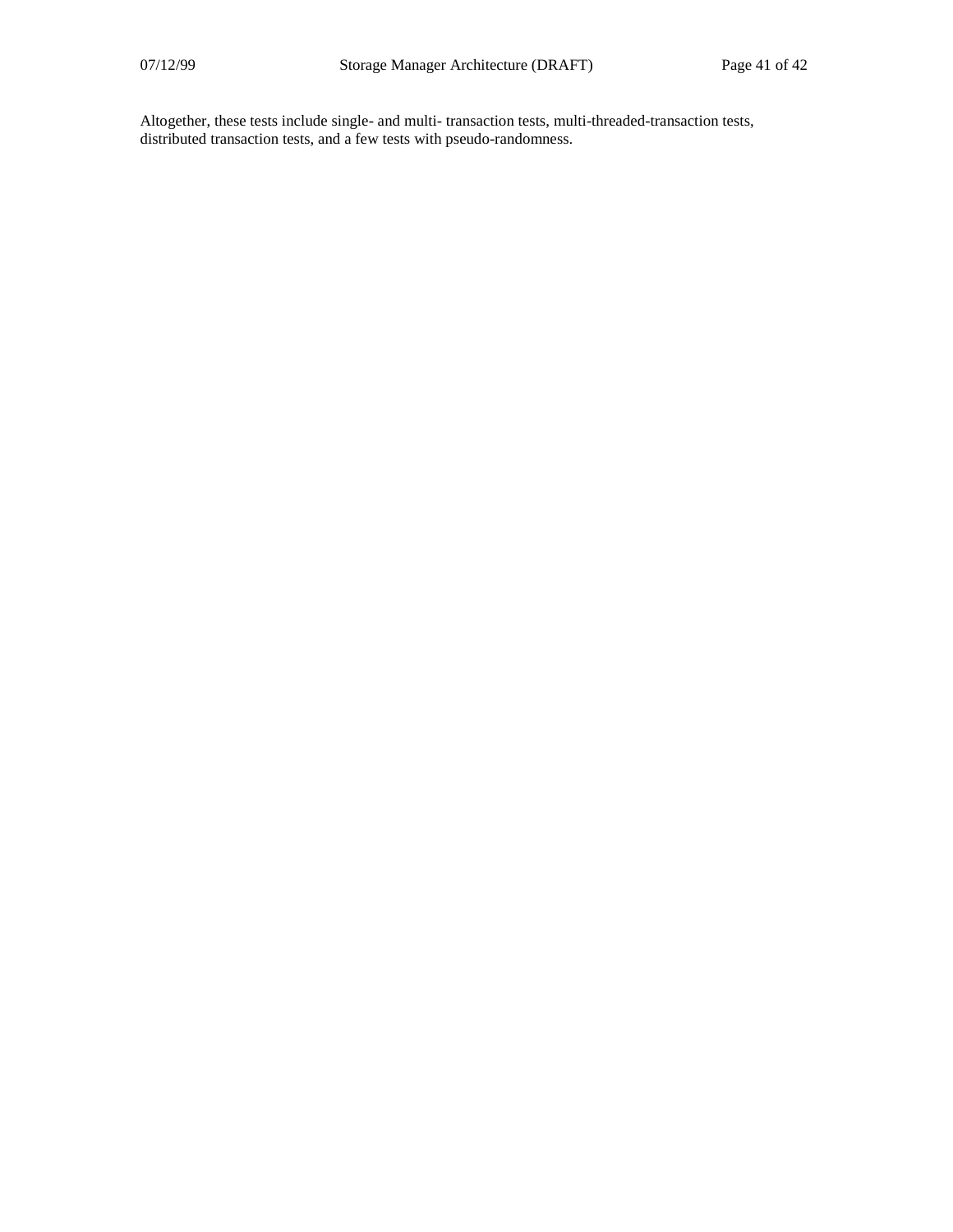Altogether, these tests include single- and multi- transaction tests, multi-threaded-transaction tests, distributed transaction tests, and a few tests with pseudo-randomness.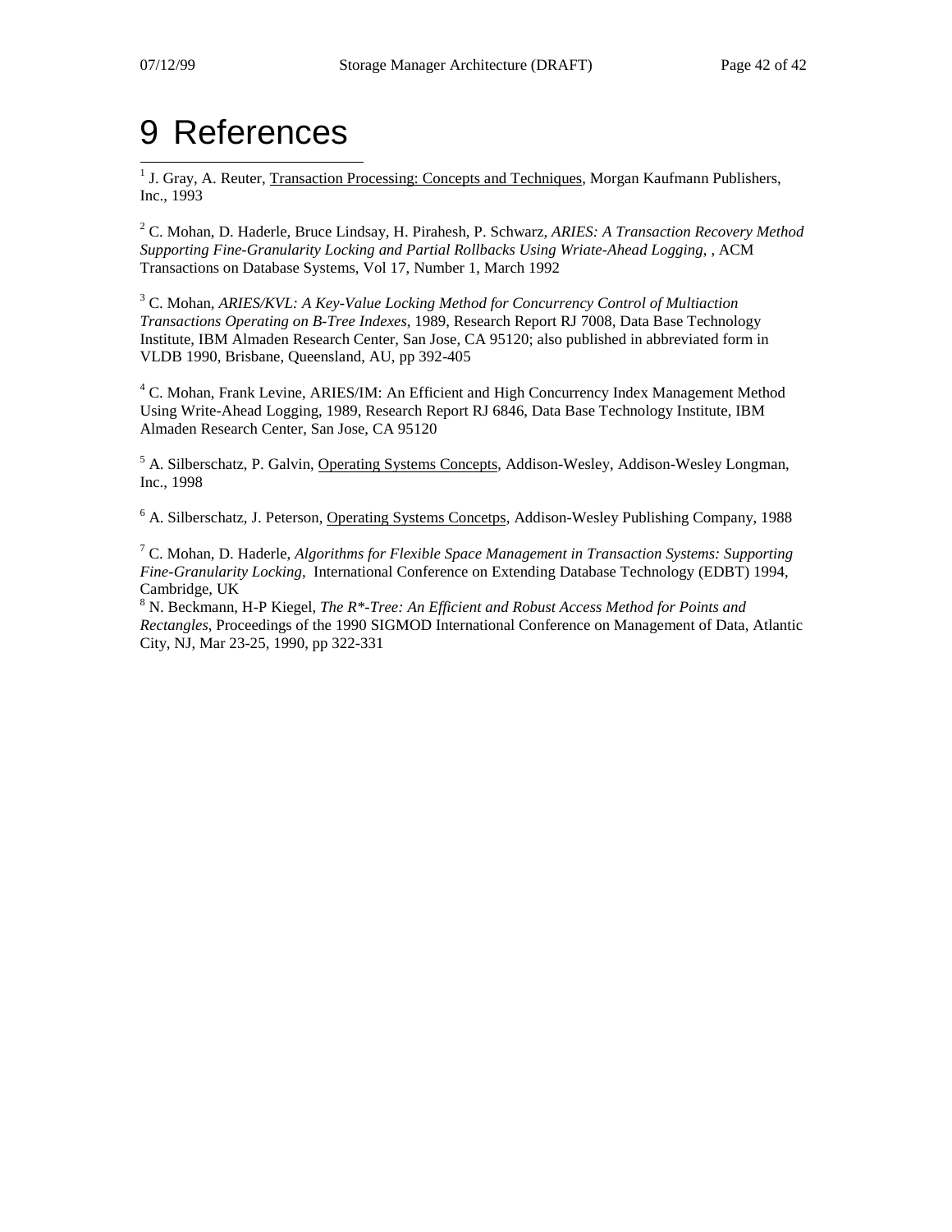# 9 References

[1] J. Gray, A. Reuter, Transaction Processing: Concepts and Techniques, Morgan Kaufmann Publishers, Inc., 1993

[2] C. Mohan, D. Haderle, Bruce Lindsay, H. Pirahesh, P. Schwarz, *ARIES: A Transaction Recovery Method Supporting Fine-Granularity Locking and Partial Rollbacks Using Wriate-Ahead Logging*, , ACM Transactions on Database Systems, Vol 17, Number 1, March 1992

[3] C. Mohan, *ARIES/KVL: A Key-Value Locking Method for Concurrency Control of Multiaction Transactions Operating on B-Tree Indexes*, 1989, Research Report RJ 7008, Data Base Technology Institute, IBM Almaden Research Center, San Jose, CA 95120; also published in abbreviated form in VLDB 1990, Brisbane, Queensland, AU, pp 392-405

[4] C. Mohan, Frank Levine, ARIES/IM: An Efficient and High Concurrency Index Management Method Using Write-Ahead Logging, 1989, Research Report RJ 6846, Data Base Technology Institute, IBM Almaden Research Center, San Jose, CA 95120

[5] A. Silberschatz, P. Galvin, Operating Systems Concepts, Addison-Wesley, Addison-Wesley Longman, Inc., 1998

[6] A. Silberschatz, J. Peterson, Operating Systems Concetps, Addison-Wesley Publishing Company, 1988

[7] C. Mohan, D. Haderle, *Algorithms for Flexible Space Management in Transaction Systems: Supporting Fine-Granularity Locking*, International Conference on Extending Database Technology (EDBT) 1994, Cambridge, UK

[8] N. Beckmann, H-P Kiegel, *The R*-Tree: An Efficient and Robust Access Method for Points and Rectangles*, Proceedings of the 1990 SIGMOD International Conference on Management of Data, Atlantic City, NJ, Mar 23-25, 1990, pp 322-331